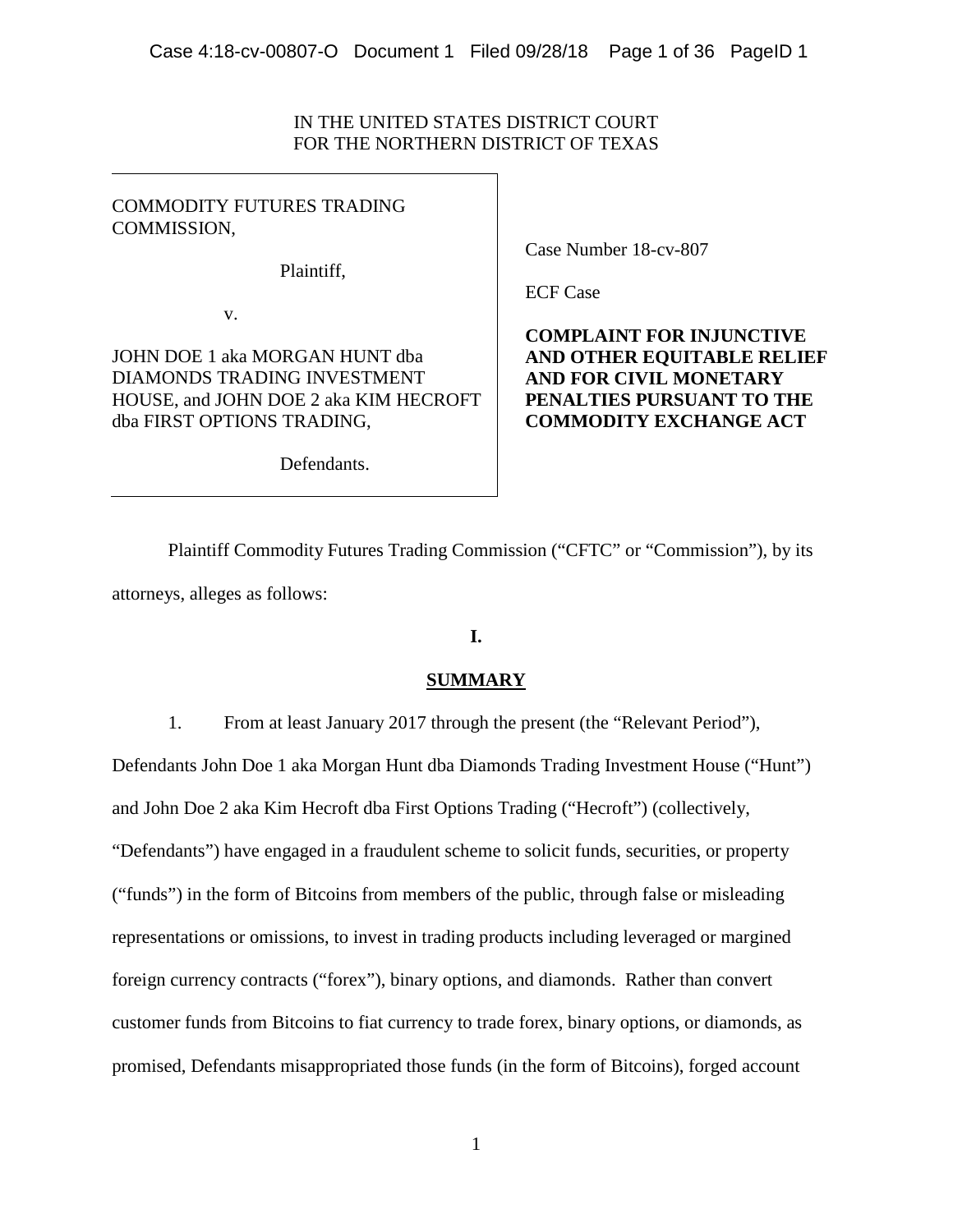IN THE UNITED STATES DISTRICT COURT
FOR THE NORTHERN DISTRICT OF TEXAS

| | |
|---|---|
| COMMODITY FUTURES TRADING COMMISSION,<br><br>Plaintiff,<br><br>v.<br><br>JOHN DOE 1 aka MORGAN HUNT dba DIAMONDS TRADING INVESTMENT HOUSE, and JOHN DOE 2 aka KIM HECROFT dba FIRST OPTIONS TRADING,<br><br>Defendants. | Case Number 18-cv-807<br><br>ECF Case<br><br>**COMPLAINT FOR INJUNCTIVE AND OTHER EQUITABLE RELIEF AND FOR CIVIL MONETARY PENALTIES PURSUANT TO THE COMMODITY EXCHANGE ACT** |

Plaintiff Commodity Futures Trading Commission ("CFTC" or "Commission"), by its attorneys, alleges as follows:

## I.

## SUMMARY

1. From at least January 2017 through the present (the "Relevant Period"), Defendants John Doe 1 aka Morgan Hunt dba Diamonds Trading Investment House ("Hunt") and John Doe 2 aka Kim Hecroft dba First Options Trading ("Hecroft") (collectively, "Defendants") have engaged in a fraudulent scheme to solicit funds, securities, or property ("funds") in the form of Bitcoins from members of the public, through false or misleading representations or omissions, to invest in trading products including leveraged or margined foreign currency contracts ("forex"), binary options, and diamonds. Rather than convert customer funds from Bitcoins to fiat currency to trade forex, binary options, or diamonds, as promised, Defendants misappropriated those funds (in the form of Bitcoins), forged account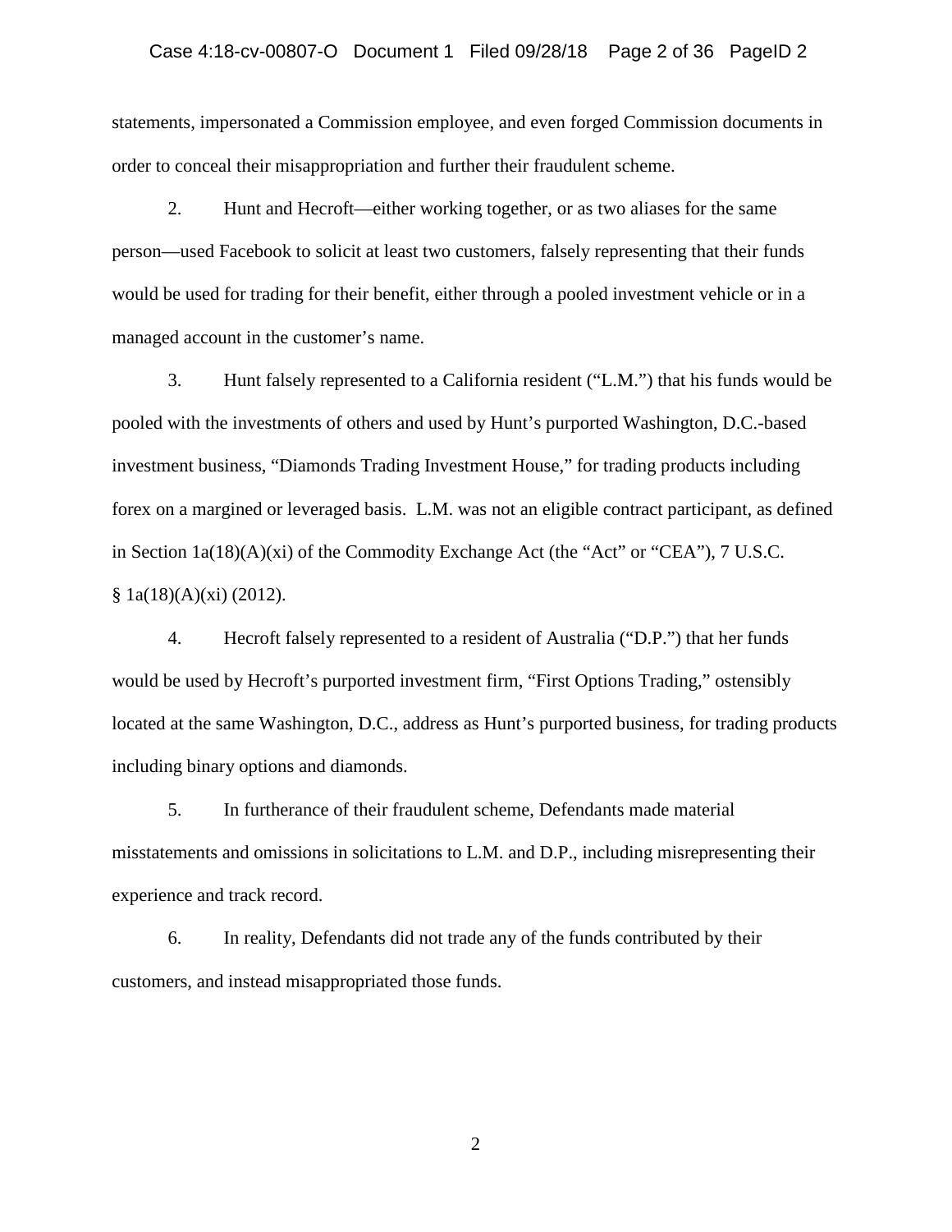statements, impersonated a Commission employee, and even forged Commission documents in order to conceal their misappropriation and further their fraudulent scheme.

2. Hunt and Hecroft—either working together, or as two aliases for the same person—used Facebook to solicit at least two customers, falsely representing that their funds would be used for trading for their benefit, either through a pooled investment vehicle or in a managed account in the customer's name.

3. Hunt falsely represented to a California resident ("L.M.") that his funds would be pooled with the investments of others and used by Hunt's purported Washington, D.C.-based investment business, "Diamonds Trading Investment House," for trading products including forex on a margined or leveraged basis. L.M. was not an eligible contract participant, as defined in Section 1a(18)(A)(xi) of the Commodity Exchange Act (the "Act" or "CEA"), 7 U.S.C. § 1a(18)(A)(xi) (2012).

4. Hecroft falsely represented to a resident of Australia ("D.P.") that her funds would be used by Hecroft's purported investment firm, "First Options Trading," ostensibly located at the same Washington, D.C., address as Hunt's purported business, for trading products including binary options and diamonds.

5. In furtherance of their fraudulent scheme, Defendants made material misstatements and omissions in solicitations to L.M. and D.P., including misrepresenting their experience and track record.

6. In reality, Defendants did not trade any of the funds contributed by their customers, and instead misappropriated those funds.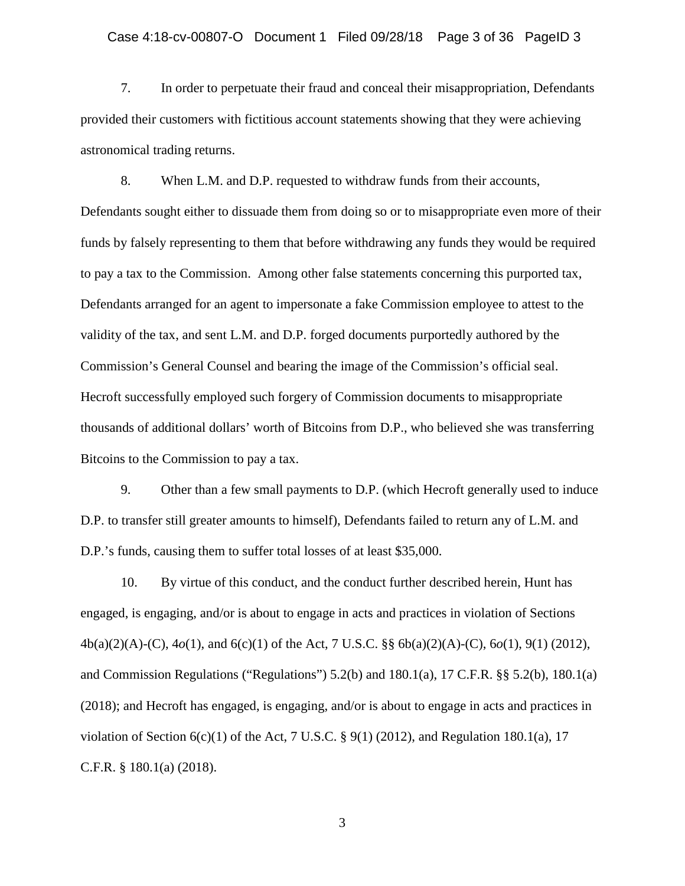7. In order to perpetuate their fraud and conceal their misappropriation, Defendants provided their customers with fictitious account statements showing that they were achieving astronomical trading returns.

8. When L.M. and D.P. requested to withdraw funds from their accounts, Defendants sought either to dissuade them from doing so or to misappropriate even more of their funds by falsely representing to them that before withdrawing any funds they would be required to pay a tax to the Commission. Among other false statements concerning this purported tax, Defendants arranged for an agent to impersonate a fake Commission employee to attest to the validity of the tax, and sent L.M. and D.P. forged documents purportedly authored by the Commission's General Counsel and bearing the image of the Commission's official seal. Hecroft successfully employed such forgery of Commission documents to misappropriate thousands of additional dollars' worth of Bitcoins from D.P., who believed she was transferring Bitcoins to the Commission to pay a tax.

9. Other than a few small payments to D.P. (which Hecroft generally used to induce D.P. to transfer still greater amounts to himself), Defendants failed to return any of L.M. and D.P.'s funds, causing them to suffer total losses of at least $35,000.

10. By virtue of this conduct, and the conduct further described herein, Hunt has engaged, is engaging, and/or is about to engage in acts and practices in violation of Sections 4b(a)(2)(A)-(C), 4*o*(1), and 6(c)(1) of the Act, 7 U.S.C. §§ 6b(a)(2)(A)-(C), 6*o*(1), 9(1) (2012), and Commission Regulations ("Regulations") 5.2(b) and 180.1(a), 17 C.F.R. §§ 5.2(b), 180.1(a) (2018); and Hecroft has engaged, is engaging, and/or is about to engage in acts and practices in violation of Section 6(c)(1) of the Act, 7 U.S.C. § 9(1) (2012), and Regulation 180.1(a), 17 C.F.R. § 180.1(a) (2018).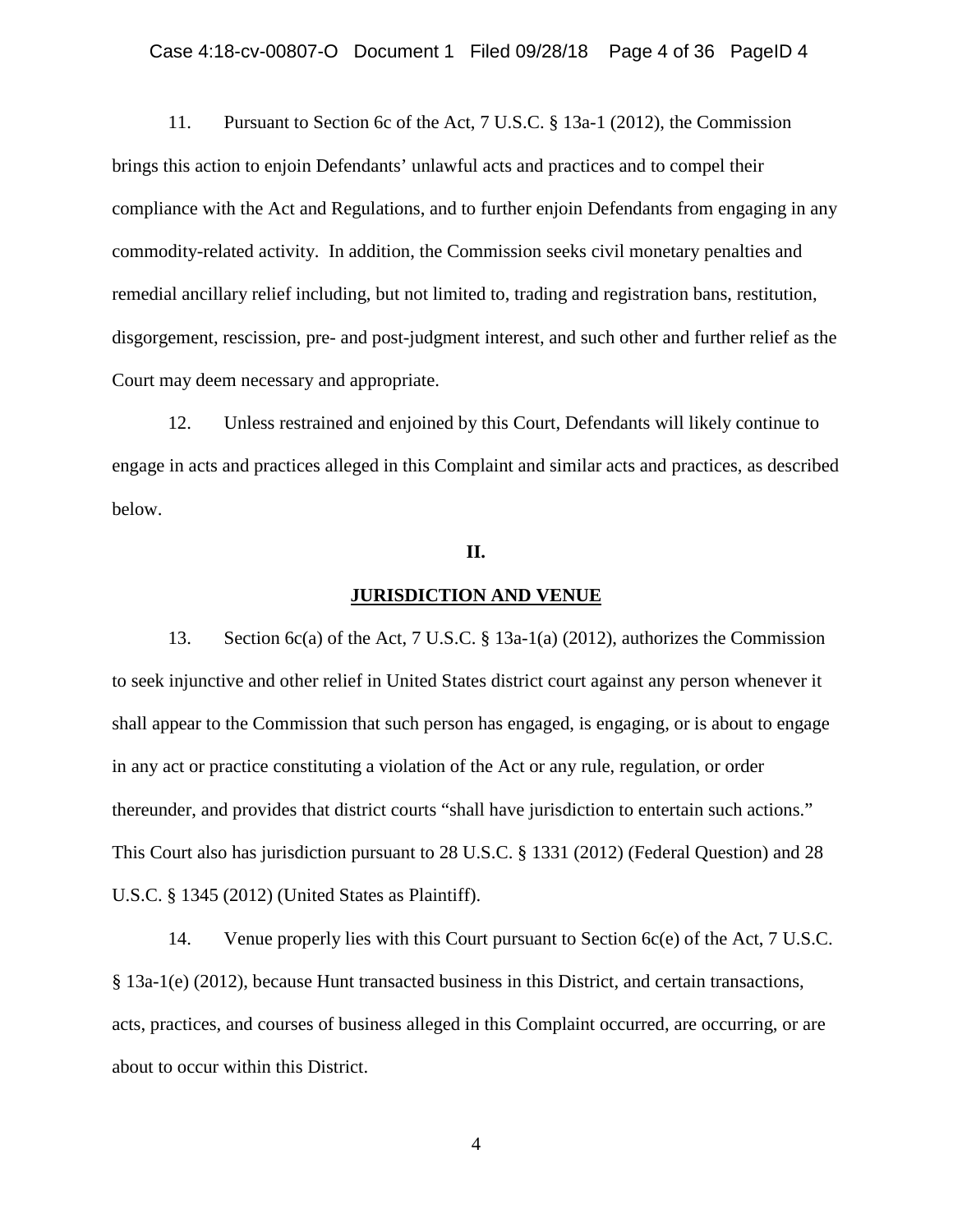11. Pursuant to Section 6c of the Act, 7 U.S.C. § 13a-1 (2012), the Commission brings this action to enjoin Defendants' unlawful acts and practices and to compel their compliance with the Act and Regulations, and to further enjoin Defendants from engaging in any commodity-related activity. In addition, the Commission seeks civil monetary penalties and remedial ancillary relief including, but not limited to, trading and registration bans, restitution, disgorgement, rescission, pre- and post-judgment interest, and such other and further relief as the Court may deem necessary and appropriate.

12. Unless restrained and enjoined by this Court, Defendants will likely continue to engage in acts and practices alleged in this Complaint and similar acts and practices, as described below.

## II.

## JURISDICTION AND VENUE

13. Section 6c(a) of the Act, 7 U.S.C. § 13a-1(a) (2012), authorizes the Commission to seek injunctive and other relief in United States district court against any person whenever it shall appear to the Commission that such person has engaged, is engaging, or is about to engage in any act or practice constituting a violation of the Act or any rule, regulation, or order thereunder, and provides that district courts "shall have jurisdiction to entertain such actions." This Court also has jurisdiction pursuant to 28 U.S.C. § 1331 (2012) (Federal Question) and 28 U.S.C. § 1345 (2012) (United States as Plaintiff).

14. Venue properly lies with this Court pursuant to Section 6c(e) of the Act, 7 U.S.C. § 13a-1(e) (2012), because Hunt transacted business in this District, and certain transactions, acts, practices, and courses of business alleged in this Complaint occurred, are occurring, or are about to occur within this District.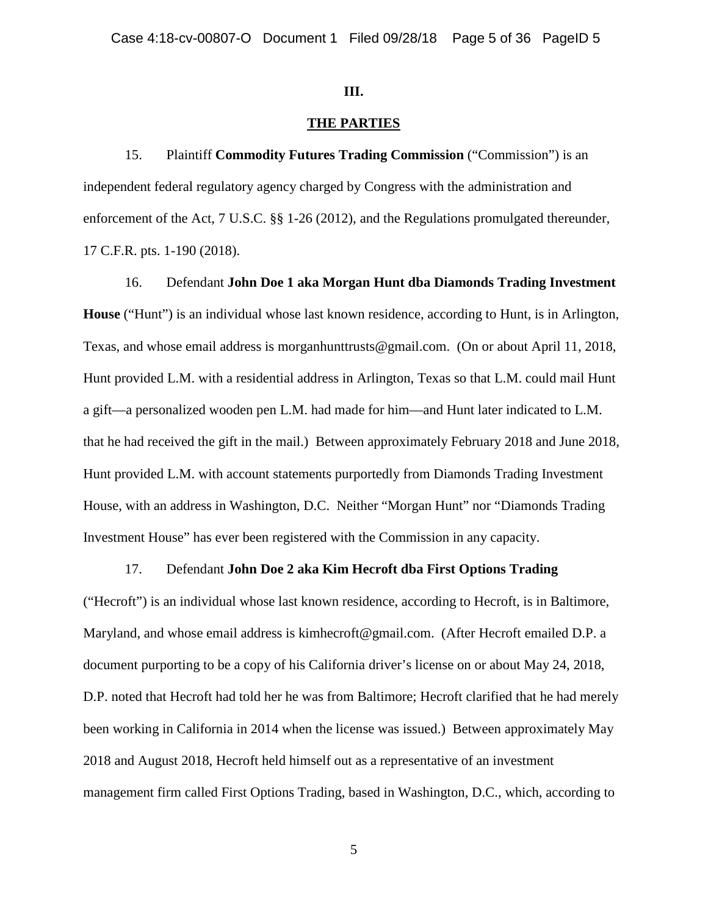## III.

## THE PARTIES

15. Plaintiff **Commodity Futures Trading Commission** ("Commission") is an independent federal regulatory agency charged by Congress with the administration and enforcement of the Act, 7 U.S.C. §§ 1-26 (2012), and the Regulations promulgated thereunder, 17 C.F.R. pts. 1-190 (2018).

16. Defendant **John Doe 1 aka Morgan Hunt dba Diamonds Trading Investment House** ("Hunt") is an individual whose last known residence, according to Hunt, is in Arlington, Texas, and whose email address is morganhunttrusts@gmail.com. (On or about April 11, 2018, Hunt provided L.M. with a residential address in Arlington, Texas so that L.M. could mail Hunt a gift—a personalized wooden pen L.M. had made for him—and Hunt later indicated to L.M. that he had received the gift in the mail.) Between approximately February 2018 and June 2018, Hunt provided L.M. with account statements purportedly from Diamonds Trading Investment House, with an address in Washington, D.C. Neither "Morgan Hunt" nor "Diamonds Trading Investment House" has ever been registered with the Commission in any capacity.

17. Defendant **John Doe 2 aka Kim Hecroft dba First Options Trading** ("Hecroft") is an individual whose last known residence, according to Hecroft, is in Baltimore, Maryland, and whose email address is kimhecroft@gmail.com. (After Hecroft emailed D.P. a document purporting to be a copy of his California driver's license on or about May 24, 2018, D.P. noted that Hecroft had told her he was from Baltimore; Hecroft clarified that he had merely been working in California in 2014 when the license was issued.) Between approximately May 2018 and August 2018, Hecroft held himself out as a representative of an investment management firm called First Options Trading, based in Washington, D.C., which, according to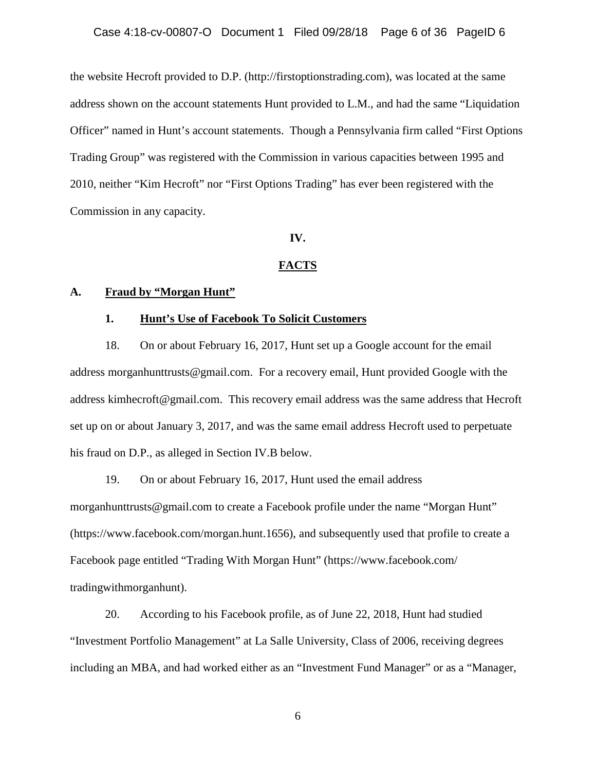the website Hecroft provided to D.P. (http://firstoptionstrading.com), was located at the same address shown on the account statements Hunt provided to L.M., and had the same "Liquidation Officer" named in Hunt's account statements. Though a Pennsylvania firm called "First Options Trading Group" was registered with the Commission in various capacities between 1995 and 2010, neither "Kim Hecroft" nor "First Options Trading" has ever been registered with the Commission in any capacity.

## IV.

## FACTS

### A. Fraud by "Morgan Hunt"

#### 1. Hunt's Use of Facebook To Solicit Customers

18. On or about February 16, 2017, Hunt set up a Google account for the email address morganhunttrusts@gmail.com. For a recovery email, Hunt provided Google with the address kimhecroft@gmail.com. This recovery email address was the same address that Hecroft set up on or about January 3, 2017, and was the same email address Hecroft used to perpetuate his fraud on D.P., as alleged in Section IV.B below.

19. On or about February 16, 2017, Hunt used the email address morganhunttrusts@gmail.com to create a Facebook profile under the name "Morgan Hunt" (https://www.facebook.com/morgan.hunt.1656), and subsequently used that profile to create a Facebook page entitled "Trading With Morgan Hunt" (https://www.facebook.com/tradingwithmorganhunt).

20. According to his Facebook profile, as of June 22, 2018, Hunt had studied "Investment Portfolio Management" at La Salle University, Class of 2006, receiving degrees including an MBA, and had worked either as an "Investment Fund Manager" or as a "Manager,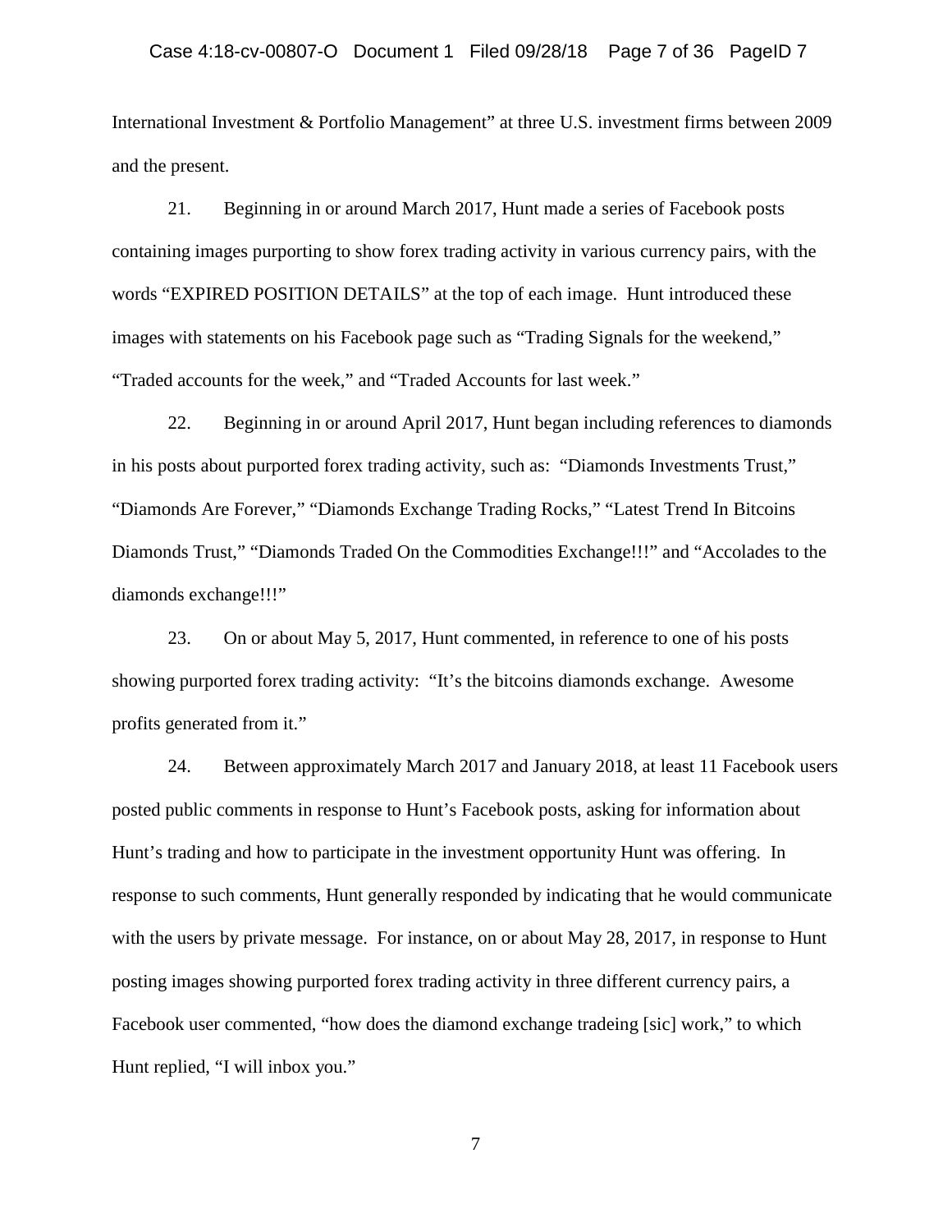International Investment & Portfolio Management" at three U.S. investment firms between 2009 and the present.

21. Beginning in or around March 2017, Hunt made a series of Facebook posts containing images purporting to show forex trading activity in various currency pairs, with the words "EXPIRED POSITION DETAILS" at the top of each image. Hunt introduced these images with statements on his Facebook page such as "Trading Signals for the weekend," "Traded accounts for the week," and "Traded Accounts for last week."

22. Beginning in or around April 2017, Hunt began including references to diamonds in his posts about purported forex trading activity, such as: "Diamonds Investments Trust," "Diamonds Are Forever," "Diamonds Exchange Trading Rocks," "Latest Trend In Bitcoins Diamonds Trust," "Diamonds Traded On the Commodities Exchange!!!" and "Accolades to the diamonds exchange!!!"

23. On or about May 5, 2017, Hunt commented, in reference to one of his posts showing purported forex trading activity: "It's the bitcoins diamonds exchange. Awesome profits generated from it."

24. Between approximately March 2017 and January 2018, at least 11 Facebook users posted public comments in response to Hunt's Facebook posts, asking for information about Hunt's trading and how to participate in the investment opportunity Hunt was offering. In response to such comments, Hunt generally responded by indicating that he would communicate with the users by private message. For instance, on or about May 28, 2017, in response to Hunt posting images showing purported forex trading activity in three different currency pairs, a Facebook user commented, "how does the diamond exchange tradeing [sic] work," to which Hunt replied, "I will inbox you."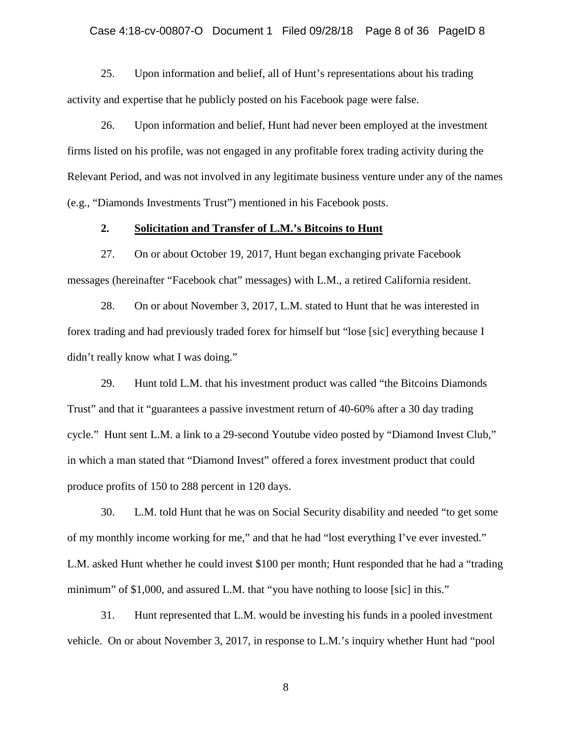25. Upon information and belief, all of Hunt's representations about his trading activity and expertise that he publicly posted on his Facebook page were false.

26. Upon information and belief, Hunt had never been employed at the investment firms listed on his profile, was not engaged in any profitable forex trading activity during the Relevant Period, and was not involved in any legitimate business venture under any of the names (e.g., "Diamonds Investments Trust") mentioned in his Facebook posts.

### 2. Solicitation and Transfer of L.M.'s Bitcoins to Hunt

27. On or about October 19, 2017, Hunt began exchanging private Facebook messages (hereinafter "Facebook chat" messages) with L.M., a retired California resident.

28. On or about November 3, 2017, L.M. stated to Hunt that he was interested in forex trading and had previously traded forex for himself but "lose [sic] everything because I didn't really know what I was doing."

29. Hunt told L.M. that his investment product was called "the Bitcoins Diamonds Trust" and that it "guarantees a passive investment return of 40-60% after a 30 day trading cycle." Hunt sent L.M. a link to a 29-second Youtube video posted by "Diamond Invest Club," in which a man stated that "Diamond Invest" offered a forex investment product that could produce profits of 150 to 288 percent in 120 days.

30. L.M. told Hunt that he was on Social Security disability and needed "to get some of my monthly income working for me," and that he had "lost everything I've ever invested." L.M. asked Hunt whether he could invest \$100 per month; Hunt responded that he had a "trading minimum" of \$1,000, and assured L.M. that "you have nothing to loose [sic] in this."

31. Hunt represented that L.M. would be investing his funds in a pooled investment vehicle. On or about November 3, 2017, in response to L.M.'s inquiry whether Hunt had "pool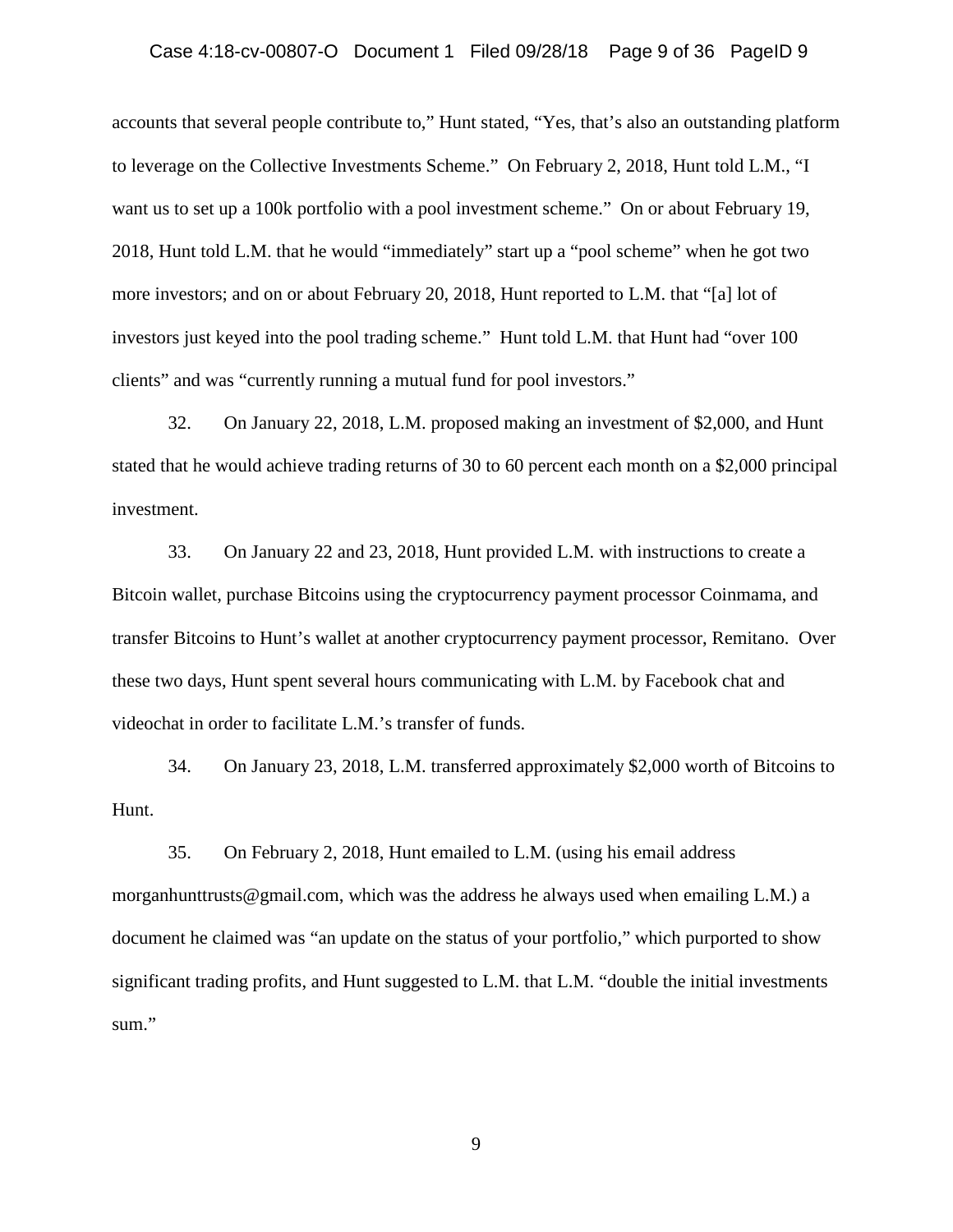accounts that several people contribute to," Hunt stated, "Yes, that's also an outstanding platform to leverage on the Collective Investments Scheme." On February 2, 2018, Hunt told L.M., "I want us to set up a 100k portfolio with a pool investment scheme." On or about February 19, 2018, Hunt told L.M. that he would "immediately" start up a "pool scheme" when he got two more investors; and on or about February 20, 2018, Hunt reported to L.M. that "[a] lot of investors just keyed into the pool trading scheme." Hunt told L.M. that Hunt had "over 100 clients" and was "currently running a mutual fund for pool investors."

32. On January 22, 2018, L.M. proposed making an investment of $2,000, and Hunt stated that he would achieve trading returns of 30 to 60 percent each month on a $2,000 principal investment.

33. On January 22 and 23, 2018, Hunt provided L.M. with instructions to create a Bitcoin wallet, purchase Bitcoins using the cryptocurrency payment processor Coinmama, and transfer Bitcoins to Hunt's wallet at another cryptocurrency payment processor, Remitano. Over these two days, Hunt spent several hours communicating with L.M. by Facebook chat and videochat in order to facilitate L.M.'s transfer of funds.

34. On January 23, 2018, L.M. transferred approximately $2,000 worth of Bitcoins to Hunt.

35. On February 2, 2018, Hunt emailed to L.M. (using his email address morganhunttrusts@gmail.com, which was the address he always used when emailing L.M.) a document he claimed was "an update on the status of your portfolio," which purported to show significant trading profits, and Hunt suggested to L.M. that L.M. "double the initial investments sum."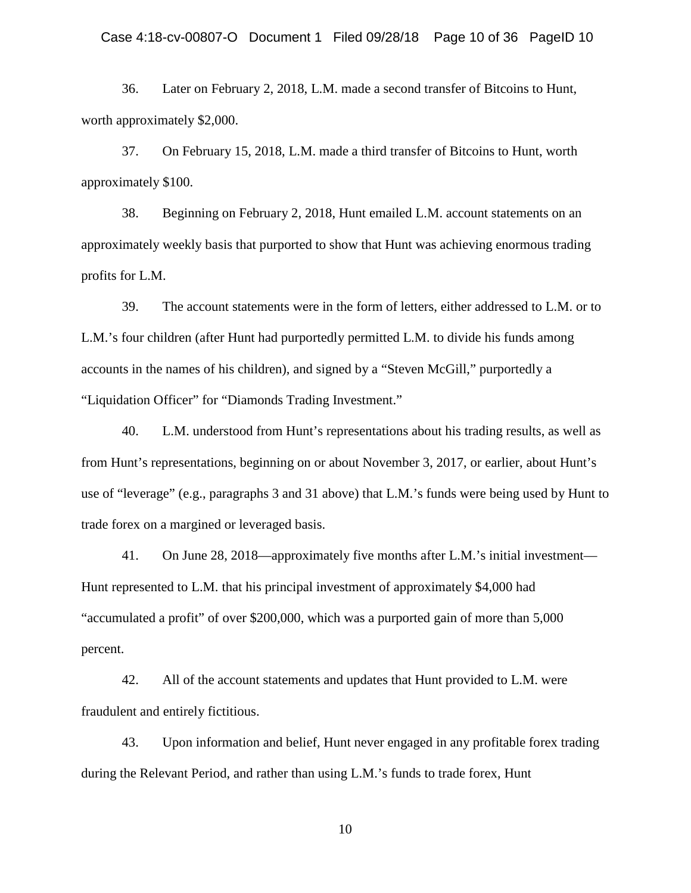36. Later on February 2, 2018, L.M. made a second transfer of Bitcoins to Hunt, worth approximately $2,000.

37. On February 15, 2018, L.M. made a third transfer of Bitcoins to Hunt, worth approximately $100.

38. Beginning on February 2, 2018, Hunt emailed L.M. account statements on an approximately weekly basis that purported to show that Hunt was achieving enormous trading profits for L.M.

39. The account statements were in the form of letters, either addressed to L.M. or to L.M.'s four children (after Hunt had purportedly permitted L.M. to divide his funds among accounts in the names of his children), and signed by a "Steven McGill," purportedly a "Liquidation Officer" for "Diamonds Trading Investment."

40. L.M. understood from Hunt's representations about his trading results, as well as from Hunt's representations, beginning on or about November 3, 2017, or earlier, about Hunt's use of "leverage" (e.g., paragraphs 3 and 31 above) that L.M.'s funds were being used by Hunt to trade forex on a margined or leveraged basis.

41. On June 28, 2018—approximately five months after L.M.'s initial investment—Hunt represented to L.M. that his principal investment of approximately $4,000 had "accumulated a profit" of over $200,000, which was a purported gain of more than 5,000 percent.

42. All of the account statements and updates that Hunt provided to L.M. were fraudulent and entirely fictitious.

43. Upon information and belief, Hunt never engaged in any profitable forex trading during the Relevant Period, and rather than using L.M.'s funds to trade forex, Hunt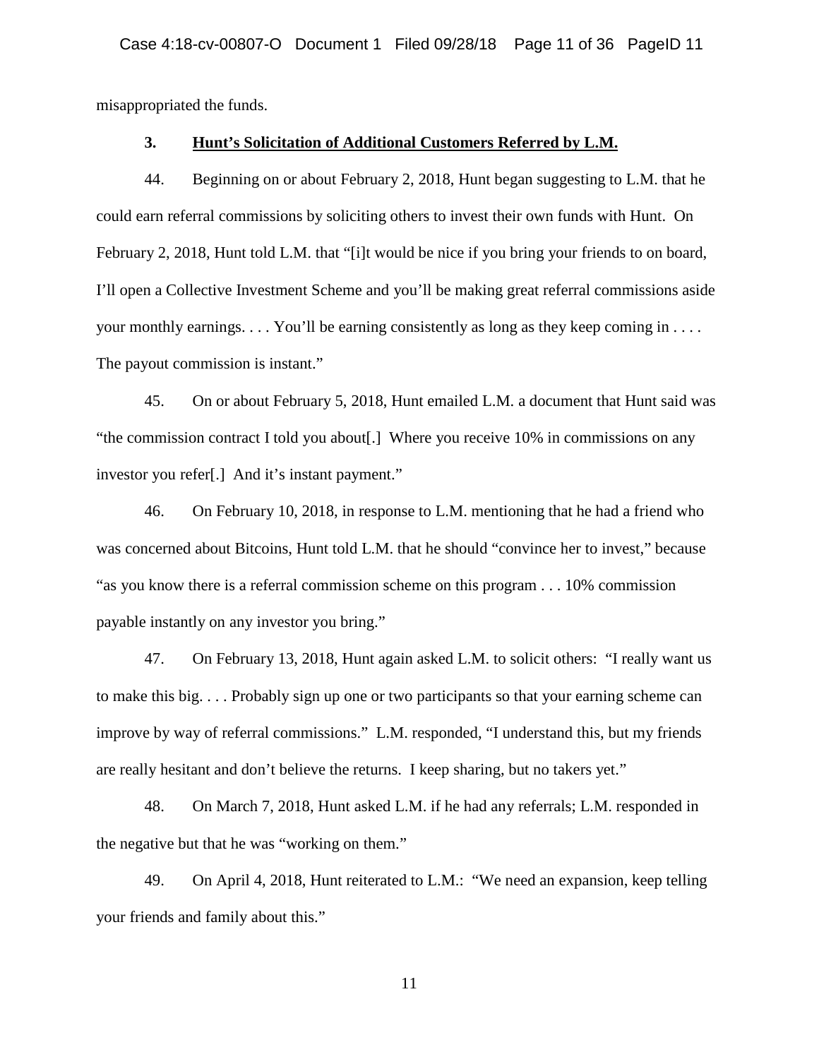misappropriated the funds.

### 3. Hunt's Solicitation of Additional Customers Referred by L.M.

44. Beginning on or about February 2, 2018, Hunt began suggesting to L.M. that he could earn referral commissions by soliciting others to invest their own funds with Hunt. On February 2, 2018, Hunt told L.M. that "[i]t would be nice if you bring your friends to on board, I'll open a Collective Investment Scheme and you'll be making great referral commissions aside your monthly earnings. . . . You'll be earning consistently as long as they keep coming in . . . . The payout commission is instant."

45. On or about February 5, 2018, Hunt emailed L.M. a document that Hunt said was "the commission contract I told you about[.] Where you receive 10% in commissions on any investor you refer[.] And it's instant payment."

46. On February 10, 2018, in response to L.M. mentioning that he had a friend who was concerned about Bitcoins, Hunt told L.M. that he should "convince her to invest," because "as you know there is a referral commission scheme on this program . . . 10% commission payable instantly on any investor you bring."

47. On February 13, 2018, Hunt again asked L.M. to solicit others: "I really want us to make this big. . . . Probably sign up one or two participants so that your earning scheme can improve by way of referral commissions." L.M. responded, "I understand this, but my friends are really hesitant and don't believe the returns. I keep sharing, but no takers yet."

48. On March 7, 2018, Hunt asked L.M. if he had any referrals; L.M. responded in the negative but that he was "working on them."

49. On April 4, 2018, Hunt reiterated to L.M.: "We need an expansion, keep telling your friends and family about this."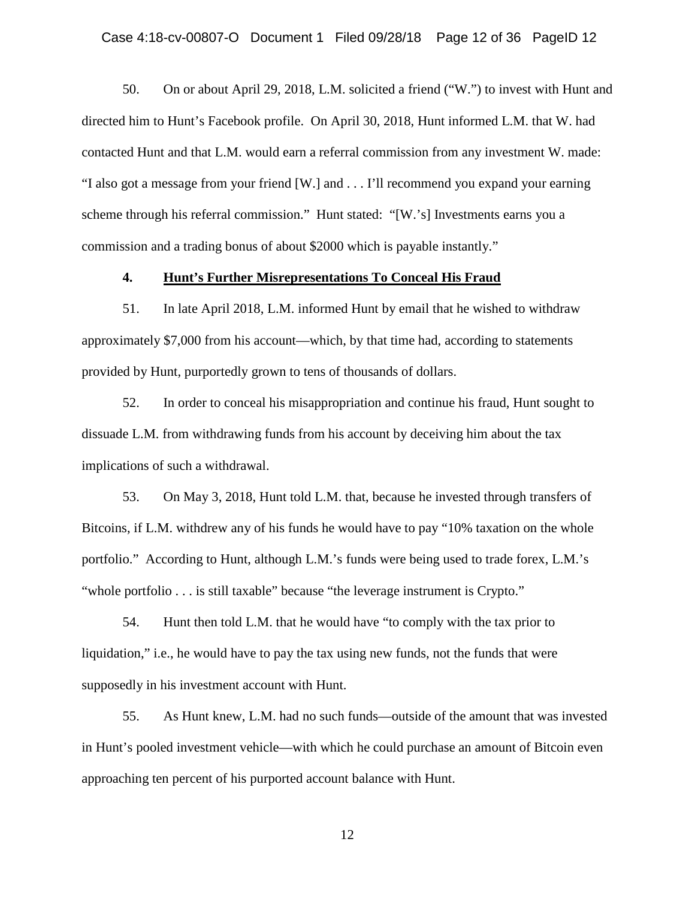50. On or about April 29, 2018, L.M. solicited a friend ("W.") to invest with Hunt and directed him to Hunt's Facebook profile. On April 30, 2018, Hunt informed L.M. that W. had contacted Hunt and that L.M. would earn a referral commission from any investment W. made: "I also got a message from your friend [W.] and . . . I'll recommend you expand your earning scheme through his referral commission." Hunt stated: "[W.'s] Investments earns you a commission and a trading bonus of about $2000 which is payable instantly."

#### 4. <u>Hunt's Further Misrepresentations To Conceal His Fraud</u>

51. In late April 2018, L.M. informed Hunt by email that he wished to withdraw approximately $7,000 from his account—which, by that time had, according to statements provided by Hunt, purportedly grown to tens of thousands of dollars.

52. In order to conceal his misappropriation and continue his fraud, Hunt sought to dissuade L.M. from withdrawing funds from his account by deceiving him about the tax implications of such a withdrawal.

53. On May 3, 2018, Hunt told L.M. that, because he invested through transfers of Bitcoins, if L.M. withdrew any of his funds he would have to pay "10% taxation on the whole portfolio." According to Hunt, although L.M.'s funds were being used to trade forex, L.M.'s "whole portfolio . . . is still taxable" because "the leverage instrument is Crypto."

54. Hunt then told L.M. that he would have "to comply with the tax prior to liquidation," i.e., he would have to pay the tax using new funds, not the funds that were supposedly in his investment account with Hunt.

55. As Hunt knew, L.M. had no such funds—outside of the amount that was invested in Hunt's pooled investment vehicle—with which he could purchase an amount of Bitcoin even approaching ten percent of his purported account balance with Hunt.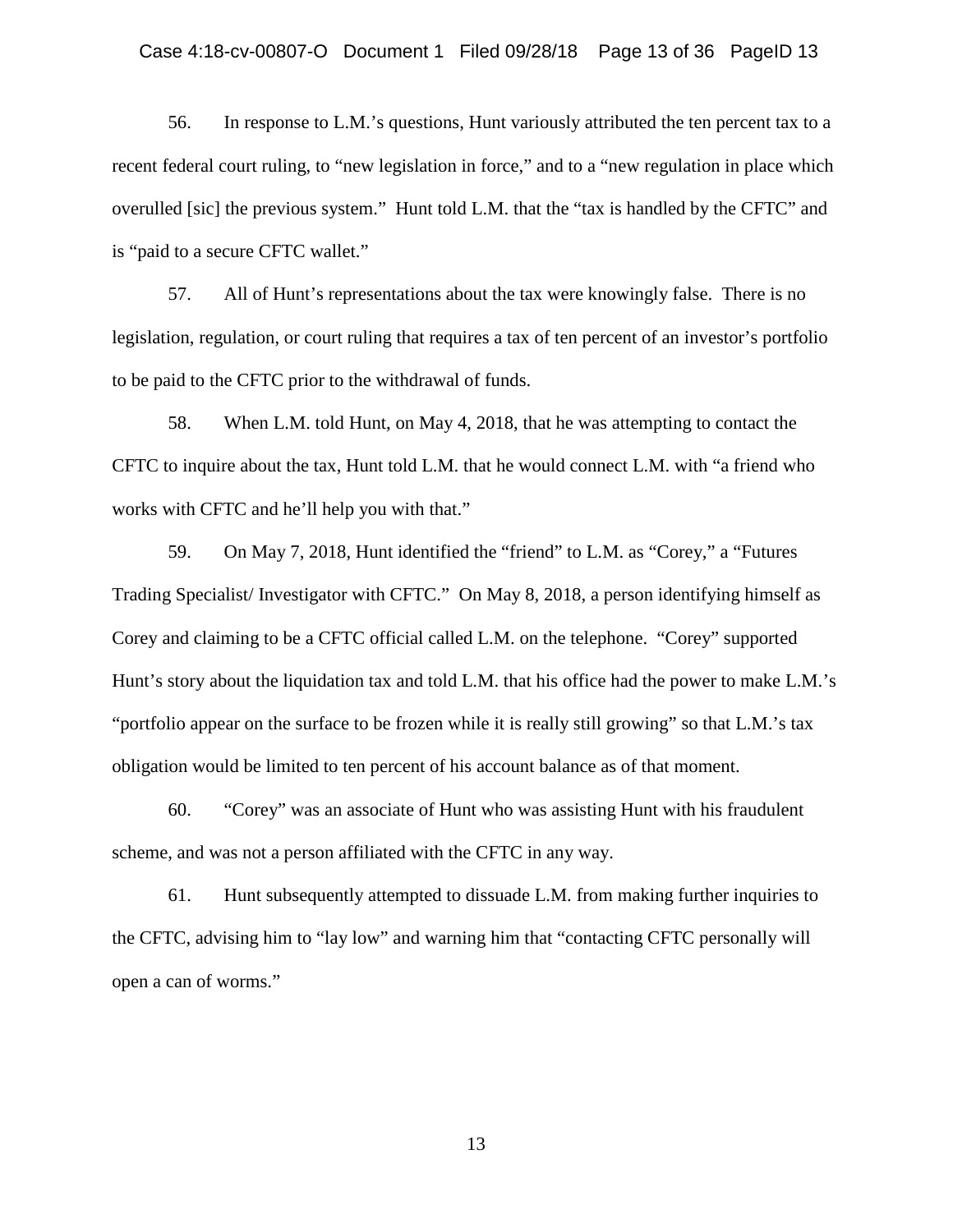56. In response to L.M.'s questions, Hunt variously attributed the ten percent tax to a recent federal court ruling, to "new legislation in force," and to a "new regulation in place which overulled [sic] the previous system." Hunt told L.M. that the "tax is handled by the CFTC" and is "paid to a secure CFTC wallet."

57. All of Hunt's representations about the tax were knowingly false. There is no legislation, regulation, or court ruling that requires a tax of ten percent of an investor's portfolio to be paid to the CFTC prior to the withdrawal of funds.

58. When L.M. told Hunt, on May 4, 2018, that he was attempting to contact the CFTC to inquire about the tax, Hunt told L.M. that he would connect L.M. with "a friend who works with CFTC and he'll help you with that."

59. On May 7, 2018, Hunt identified the "friend" to L.M. as "Corey," a "Futures Trading Specialist/ Investigator with CFTC." On May 8, 2018, a person identifying himself as Corey and claiming to be a CFTC official called L.M. on the telephone. "Corey" supported Hunt's story about the liquidation tax and told L.M. that his office had the power to make L.M.'s "portfolio appear on the surface to be frozen while it is really still growing" so that L.M.'s tax obligation would be limited to ten percent of his account balance as of that moment.

60. "Corey" was an associate of Hunt who was assisting Hunt with his fraudulent scheme, and was not a person affiliated with the CFTC in any way.

61. Hunt subsequently attempted to dissuade L.M. from making further inquiries to the CFTC, advising him to "lay low" and warning him that "contacting CFTC personally will open a can of worms."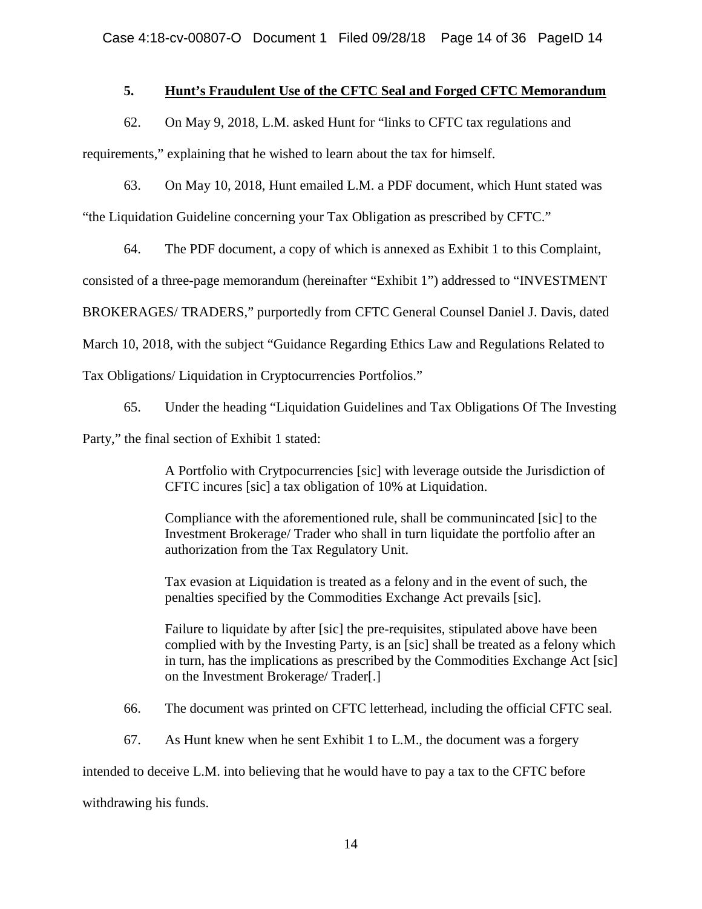### 5. **Hunt's Fraudulent Use of the CFTC Seal and Forged CFTC Memorandum**

62. On May 9, 2018, L.M. asked Hunt for "links to CFTC tax regulations and requirements," explaining that he wished to learn about the tax for himself.

63. On May 10, 2018, Hunt emailed L.M. a PDF document, which Hunt stated was "the Liquidation Guideline concerning your Tax Obligation as prescribed by CFTC."

64. The PDF document, a copy of which is annexed as Exhibit 1 to this Complaint, consisted of a three-page memorandum (hereinafter "Exhibit 1") addressed to "INVESTMENT BROKERAGES/ TRADERS," purportedly from CFTC General Counsel Daniel J. Davis, dated March 10, 2018, with the subject "Guidance Regarding Ethics Law and Regulations Related to Tax Obligations/ Liquidation in Cryptocurrencies Portfolios."

65. Under the heading "Liquidation Guidelines and Tax Obligations Of The Investing Party," the final section of Exhibit 1 stated:

> A Portfolio with Crytpocurrencies [sic] with leverage outside the Jurisdiction of CFTC incures [sic] a tax obligation of 10% at Liquidation.
>
> Compliance with the aforementioned rule, shall be communincated [sic] to the Investment Brokerage/ Trader who shall in turn liquidate the portfolio after an authorization from the Tax Regulatory Unit.
>
> Tax evasion at Liquidation is treated as a felony and in the event of such, the penalties specified by the Commodities Exchange Act prevails [sic].
>
> Failure to liquidate by after [sic] the pre-requisites, stipulated above have been complied with by the Investing Party, is an [sic] shall be treated as a felony which in turn, has the implications as prescribed by the Commodities Exchange Act [sic] on the Investment Brokerage/ Trader[.]

66. The document was printed on CFTC letterhead, including the official CFTC seal.

67. As Hunt knew when he sent Exhibit 1 to L.M., the document was a forgery intended to deceive L.M. into believing that he would have to pay a tax to the CFTC before withdrawing his funds.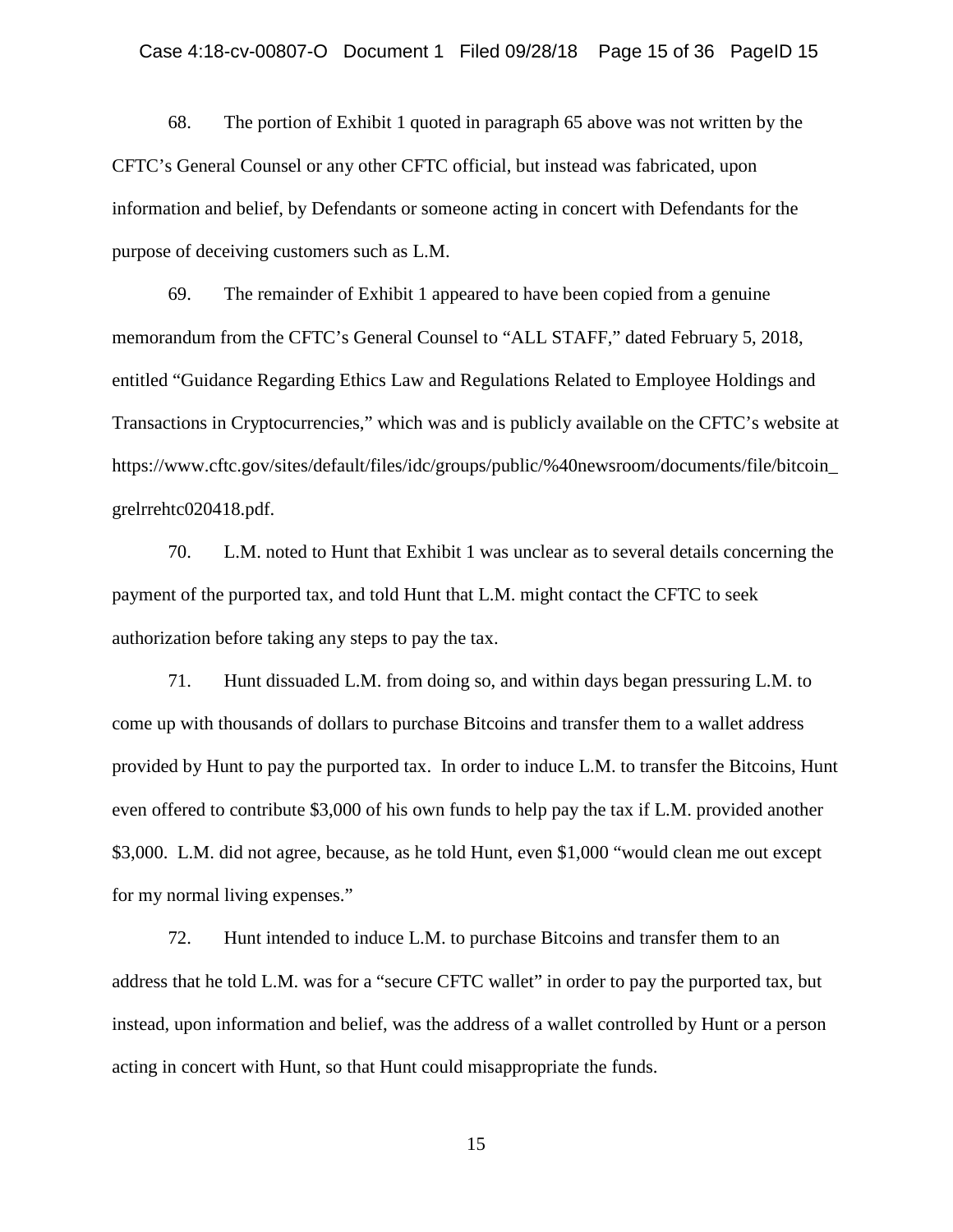68. The portion of Exhibit 1 quoted in paragraph 65 above was not written by the CFTC's General Counsel or any other CFTC official, but instead was fabricated, upon information and belief, by Defendants or someone acting in concert with Defendants for the purpose of deceiving customers such as L.M.

69. The remainder of Exhibit 1 appeared to have been copied from a genuine memorandum from the CFTC's General Counsel to "ALL STAFF," dated February 5, 2018, entitled "Guidance Regarding Ethics Law and Regulations Related to Employee Holdings and Transactions in Cryptocurrencies," which was and is publicly available on the CFTC's website at https://www.cftc.gov/sites/default/files/idc/groups/public/%40newsroom/documents/file/bitcoin_grelrrehtc020418.pdf.

70. L.M. noted to Hunt that Exhibit 1 was unclear as to several details concerning the payment of the purported tax, and told Hunt that L.M. might contact the CFTC to seek authorization before taking any steps to pay the tax.

71. Hunt dissuaded L.M. from doing so, and within days began pressuring L.M. to come up with thousands of dollars to purchase Bitcoins and transfer them to a wallet address provided by Hunt to pay the purported tax. In order to induce L.M. to transfer the Bitcoins, Hunt even offered to contribute $3,000 of his own funds to help pay the tax if L.M. provided another $3,000. L.M. did not agree, because, as he told Hunt, even $1,000 "would clean me out except for my normal living expenses."

72. Hunt intended to induce L.M. to purchase Bitcoins and transfer them to an address that he told L.M. was for a "secure CFTC wallet" in order to pay the purported tax, but instead, upon information and belief, was the address of a wallet controlled by Hunt or a person acting in concert with Hunt, so that Hunt could misappropriate the funds.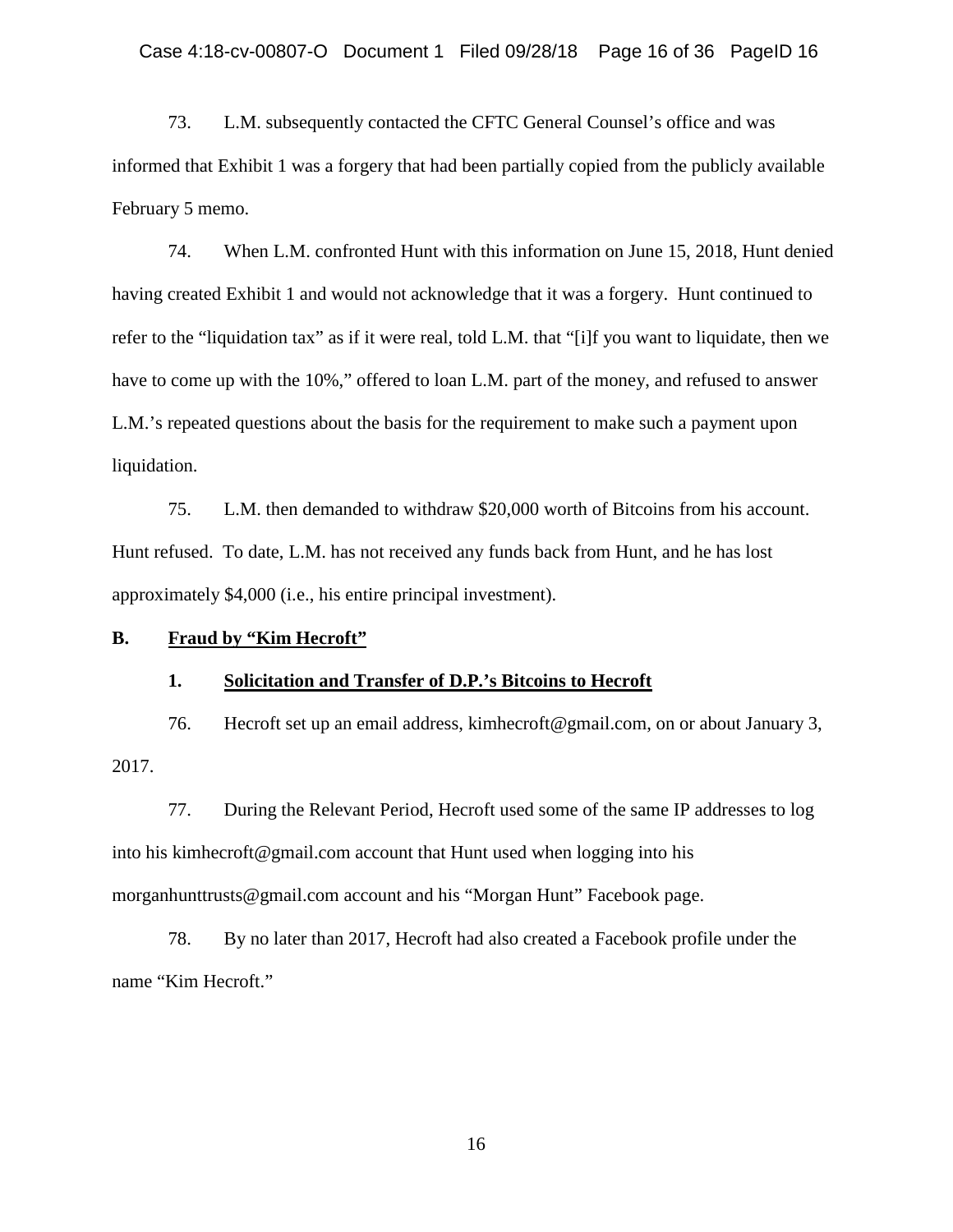73. L.M. subsequently contacted the CFTC General Counsel's office and was informed that Exhibit 1 was a forgery that had been partially copied from the publicly available February 5 memo.

74. When L.M. confronted Hunt with this information on June 15, 2018, Hunt denied having created Exhibit 1 and would not acknowledge that it was a forgery. Hunt continued to refer to the "liquidation tax" as if it were real, told L.M. that "[i]f you want to liquidate, then we have to come up with the 10%," offered to loan L.M. part of the money, and refused to answer L.M.'s repeated questions about the basis for the requirement to make such a payment upon liquidation.

75. L.M. then demanded to withdraw $20,000 worth of Bitcoins from his account. Hunt refused. To date, L.M. has not received any funds back from Hunt, and he has lost approximately $4,000 (i.e., his entire principal investment).

**B. <u>Fraud by "Kim Hecroft"</u>**

**1. <u>Solicitation and Transfer of D.P.'s Bitcoins to Hecroft</u>**

76. Hecroft set up an email address, kimhecroft@gmail.com, on or about January 3, 2017.

77. During the Relevant Period, Hecroft used some of the same IP addresses to log into his kimhecroft@gmail.com account that Hunt used when logging into his morganhunttrusts@gmail.com account and his "Morgan Hunt" Facebook page.

78. By no later than 2017, Hecroft had also created a Facebook profile under the name "Kim Hecroft."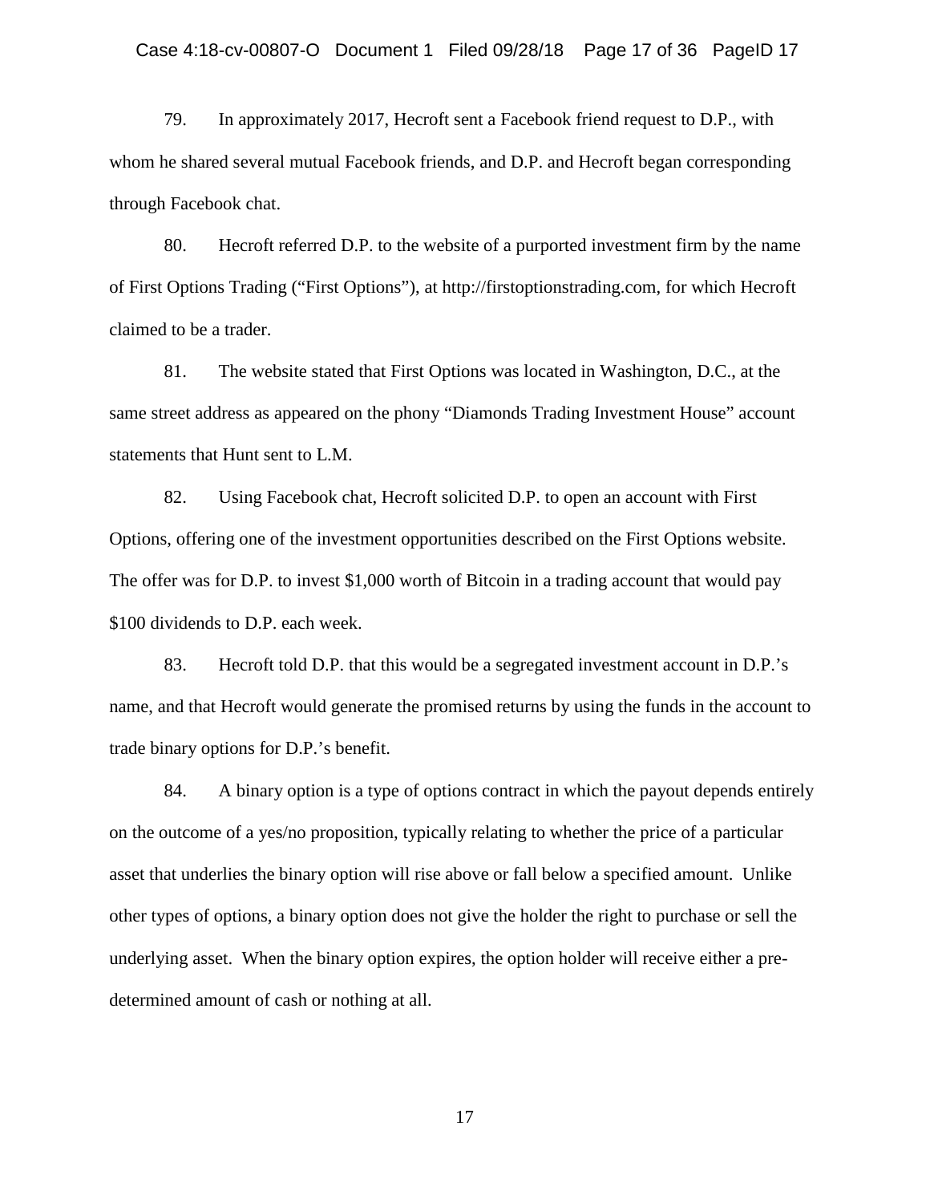79. In approximately 2017, Hecroft sent a Facebook friend request to D.P., with whom he shared several mutual Facebook friends, and D.P. and Hecroft began corresponding through Facebook chat.

80. Hecroft referred D.P. to the website of a purported investment firm by the name of First Options Trading ("First Options"), at http://firstoptionstrading.com, for which Hecroft claimed to be a trader.

81. The website stated that First Options was located in Washington, D.C., at the same street address as appeared on the phony "Diamonds Trading Investment House" account statements that Hunt sent to L.M.

82. Using Facebook chat, Hecroft solicited D.P. to open an account with First Options, offering one of the investment opportunities described on the First Options website. The offer was for D.P. to invest $1,000 worth of Bitcoin in a trading account that would pay $100 dividends to D.P. each week.

83. Hecroft told D.P. that this would be a segregated investment account in D.P.'s name, and that Hecroft would generate the promised returns by using the funds in the account to trade binary options for D.P.'s benefit.

84. A binary option is a type of options contract in which the payout depends entirely on the outcome of a yes/no proposition, typically relating to whether the price of a particular asset that underlies the binary option will rise above or fall below a specified amount. Unlike other types of options, a binary option does not give the holder the right to purchase or sell the underlying asset. When the binary option expires, the option holder will receive either a pre-determined amount of cash or nothing at all.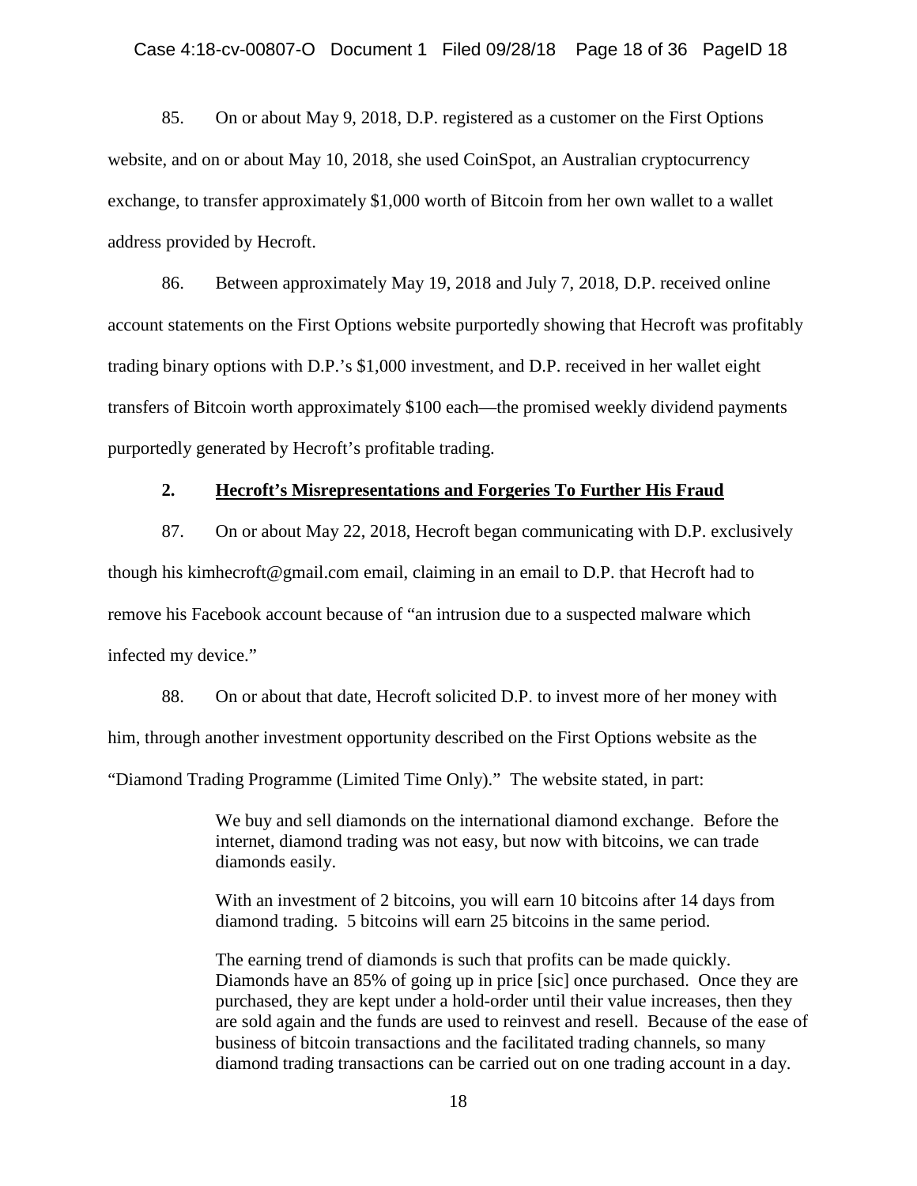85. On or about May 9, 2018, D.P. registered as a customer on the First Options website, and on or about May 10, 2018, she used CoinSpot, an Australian cryptocurrency exchange, to transfer approximately $1,000 worth of Bitcoin from her own wallet to a wallet address provided by Hecroft.

86. Between approximately May 19, 2018 and July 7, 2018, D.P. received online account statements on the First Options website purportedly showing that Hecroft was profitably trading binary options with D.P.'s $1,000 investment, and D.P. received in her wallet eight transfers of Bitcoin worth approximately $100 each—the promised weekly dividend payments purportedly generated by Hecroft's profitable trading.

### 2. Hecroft's Misrepresentations and Forgeries To Further His Fraud

87. On or about May 22, 2018, Hecroft began communicating with D.P. exclusively though his kimhecroft@gmail.com email, claiming in an email to D.P. that Hecroft had to remove his Facebook account because of "an intrusion due to a suspected malware which infected my device."

88. On or about that date, Hecroft solicited D.P. to invest more of her money with him, through another investment opportunity described on the First Options website as the "Diamond Trading Programme (Limited Time Only)." The website stated, in part:

> We buy and sell diamonds on the international diamond exchange. Before the internet, diamond trading was not easy, but now with bitcoins, we can trade diamonds easily.
>
> With an investment of 2 bitcoins, you will earn 10 bitcoins after 14 days from diamond trading. 5 bitcoins will earn 25 bitcoins in the same period.
>
> The earning trend of diamonds is such that profits can be made quickly. Diamonds have an 85% of going up in price [sic] once purchased. Once they are purchased, they are kept under a hold-order until their value increases, then they are sold again and the funds are used to reinvest and resell. Because of the ease of business of bitcoin transactions and the facilitated trading channels, so many diamond trading transactions can be carried out on one trading account in a day.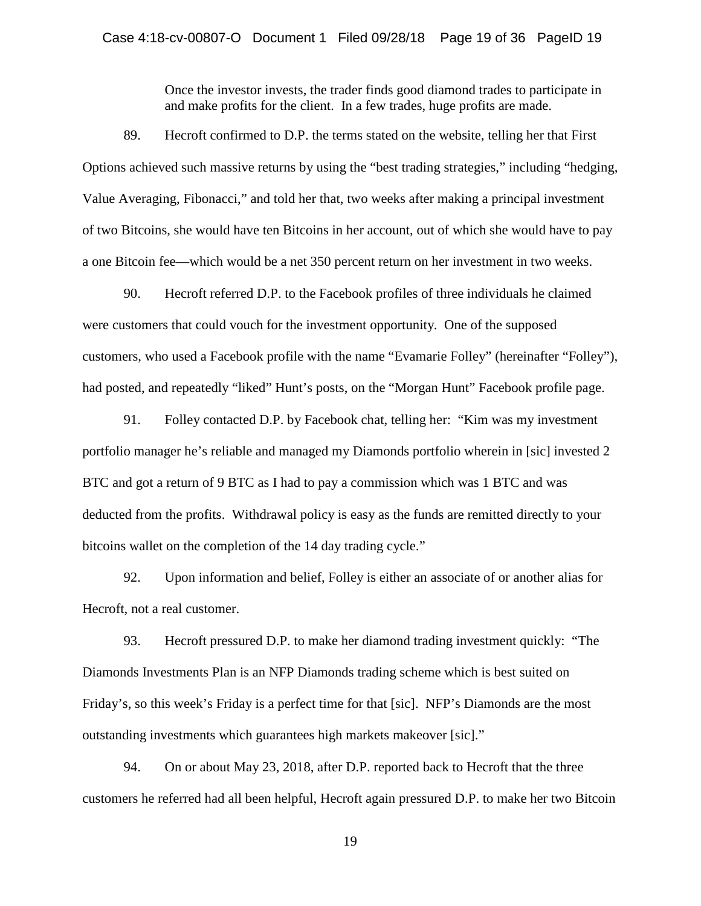> Once the investor invests, the trader finds good diamond trades to participate in and make profits for the client. In a few trades, huge profits are made.

89. Hecroft confirmed to D.P. the terms stated on the website, telling her that First Options achieved such massive returns by using the "best trading strategies," including "hedging, Value Averaging, Fibonacci," and told her that, two weeks after making a principal investment of two Bitcoins, she would have ten Bitcoins in her account, out of which she would have to pay a one Bitcoin fee—which would be a net 350 percent return on her investment in two weeks.

90. Hecroft referred D.P. to the Facebook profiles of three individuals he claimed were customers that could vouch for the investment opportunity. One of the supposed customers, who used a Facebook profile with the name "Evamarie Folley" (hereinafter "Folley"), had posted, and repeatedly "liked" Hunt's posts, on the "Morgan Hunt" Facebook profile page.

91. Folley contacted D.P. by Facebook chat, telling her: "Kim was my investment portfolio manager he's reliable and managed my Diamonds portfolio wherein in [sic] invested 2 BTC and got a return of 9 BTC as I had to pay a commission which was 1 BTC and was deducted from the profits. Withdrawal policy is easy as the funds are remitted directly to your bitcoins wallet on the completion of the 14 day trading cycle."

92. Upon information and belief, Folley is either an associate of or another alias for Hecroft, not a real customer.

93. Hecroft pressured D.P. to make her diamond trading investment quickly: "The Diamonds Investments Plan is an NFP Diamonds trading scheme which is best suited on Friday's, so this week's Friday is a perfect time for that [sic]. NFP's Diamonds are the most outstanding investments which guarantees high markets makeover [sic]."

94. On or about May 23, 2018, after D.P. reported back to Hecroft that the three customers he referred had all been helpful, Hecroft again pressured D.P. to make her two Bitcoin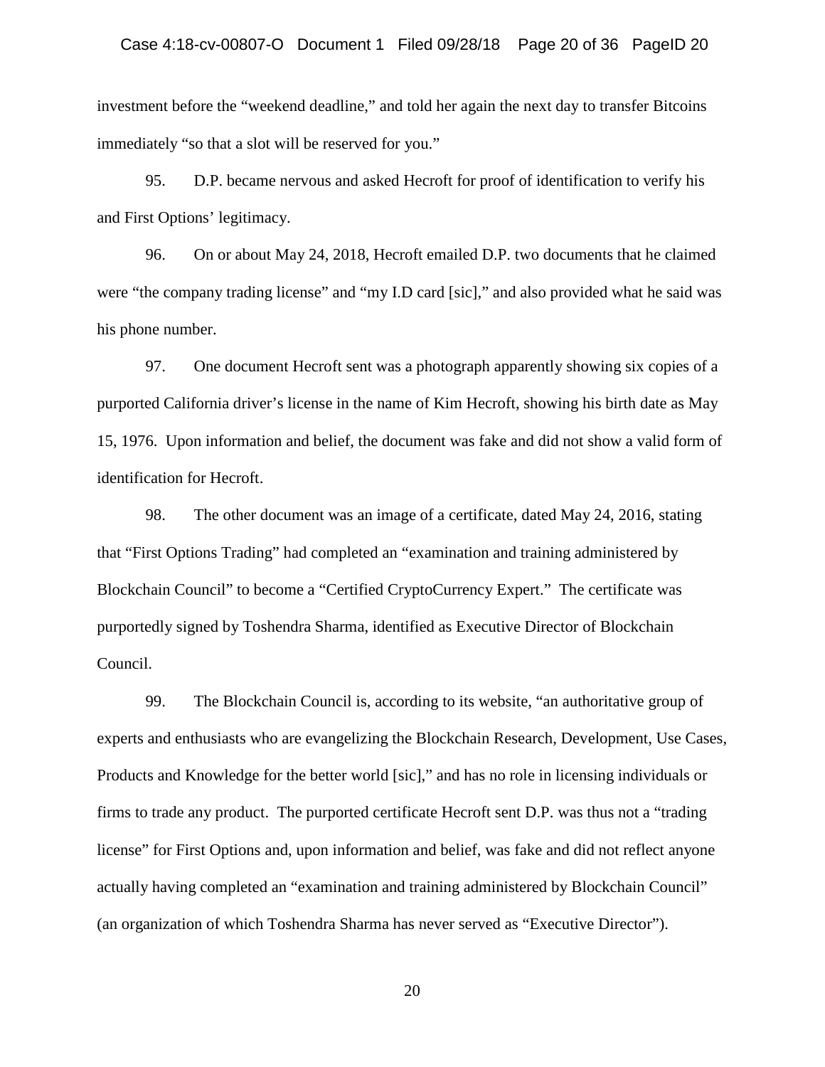investment before the "weekend deadline," and told her again the next day to transfer Bitcoins immediately "so that a slot will be reserved for you."

95. D.P. became nervous and asked Hecroft for proof of identification to verify his and First Options' legitimacy.

96. On or about May 24, 2018, Hecroft emailed D.P. two documents that he claimed were "the company trading license" and "my I.D card [sic]," and also provided what he said was his phone number.

97. One document Hecroft sent was a photograph apparently showing six copies of a purported California driver's license in the name of Kim Hecroft, showing his birth date as May 15, 1976. Upon information and belief, the document was fake and did not show a valid form of identification for Hecroft.

98. The other document was an image of a certificate, dated May 24, 2016, stating that "First Options Trading" had completed an "examination and training administered by Blockchain Council" to become a "Certified CryptoCurrency Expert." The certificate was purportedly signed by Toshendra Sharma, identified as Executive Director of Blockchain Council.

99. The Blockchain Council is, according to its website, "an authoritative group of experts and enthusiasts who are evangelizing the Blockchain Research, Development, Use Cases, Products and Knowledge for the better world [sic]," and has no role in licensing individuals or firms to trade any product. The purported certificate Hecroft sent D.P. was thus not a "trading license" for First Options and, upon information and belief, was fake and did not reflect anyone actually having completed an "examination and training administered by Blockchain Council" (an organization of which Toshendra Sharma has never served as "Executive Director").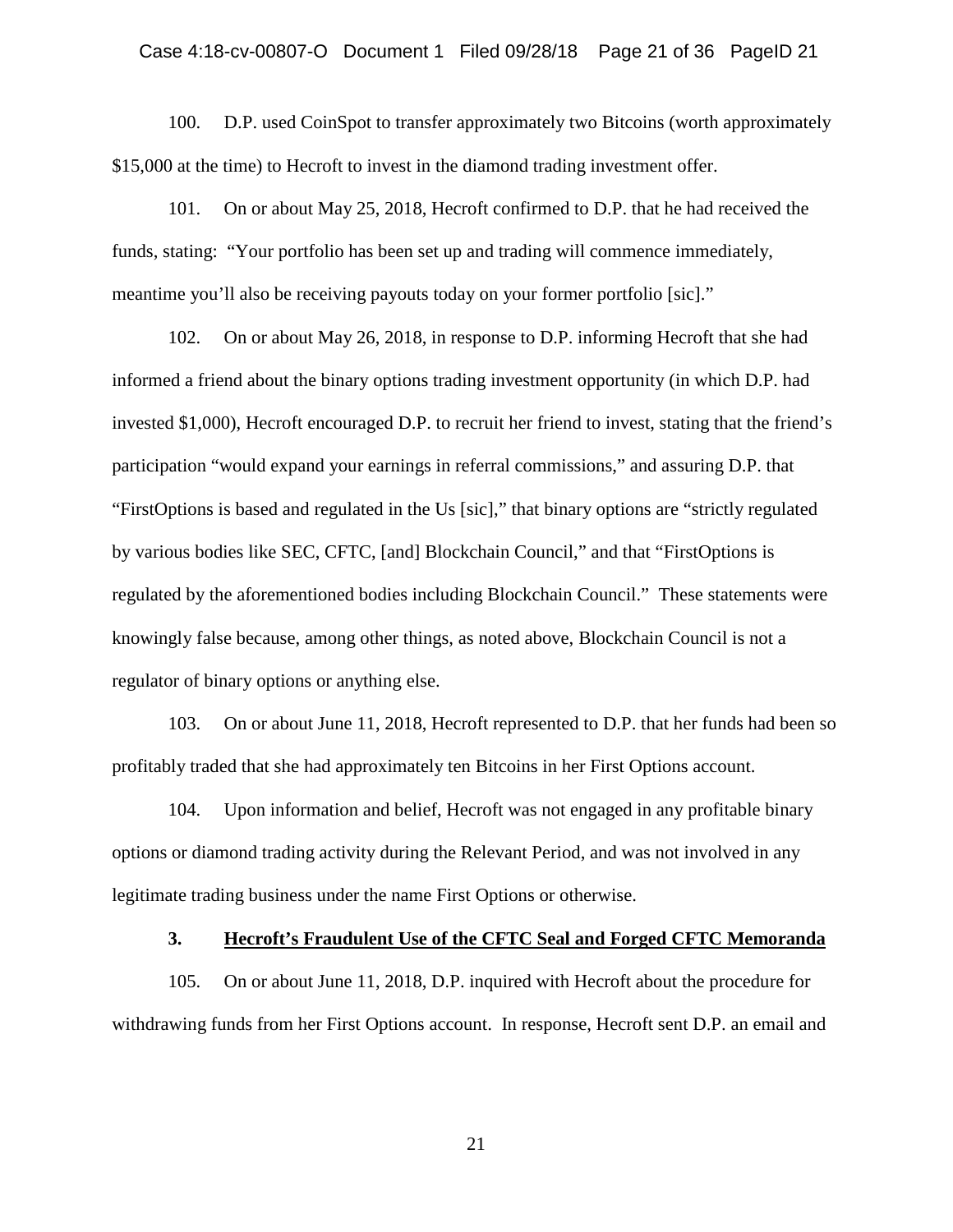100. D.P. used CoinSpot to transfer approximately two Bitcoins (worth approximately $15,000 at the time) to Hecroft to invest in the diamond trading investment offer.

101. On or about May 25, 2018, Hecroft confirmed to D.P. that he had received the funds, stating: "Your portfolio has been set up and trading will commence immediately, meantime you'll also be receiving payouts today on your former portfolio [sic]."

102. On or about May 26, 2018, in response to D.P. informing Hecroft that she had informed a friend about the binary options trading investment opportunity (in which D.P. had invested $1,000), Hecroft encouraged D.P. to recruit her friend to invest, stating that the friend's participation "would expand your earnings in referral commissions," and assuring D.P. that "FirstOptions is based and regulated in the Us [sic]," that binary options are "strictly regulated by various bodies like SEC, CFTC, [and] Blockchain Council," and that "FirstOptions is regulated by the aforementioned bodies including Blockchain Council." These statements were knowingly false because, among other things, as noted above, Blockchain Council is not a regulator of binary options or anything else.

103. On or about June 11, 2018, Hecroft represented to D.P. that her funds had been so profitably traded that she had approximately ten Bitcoins in her First Options account.

104. Upon information and belief, Hecroft was not engaged in any profitable binary options or diamond trading activity during the Relevant Period, and was not involved in any legitimate trading business under the name First Options or otherwise.

### 3. <u>Hecroft's Fraudulent Use of the CFTC Seal and Forged CFTC Memoranda</u>

105. On or about June 11, 2018, D.P. inquired with Hecroft about the procedure for withdrawing funds from her First Options account. In response, Hecroft sent D.P. an email and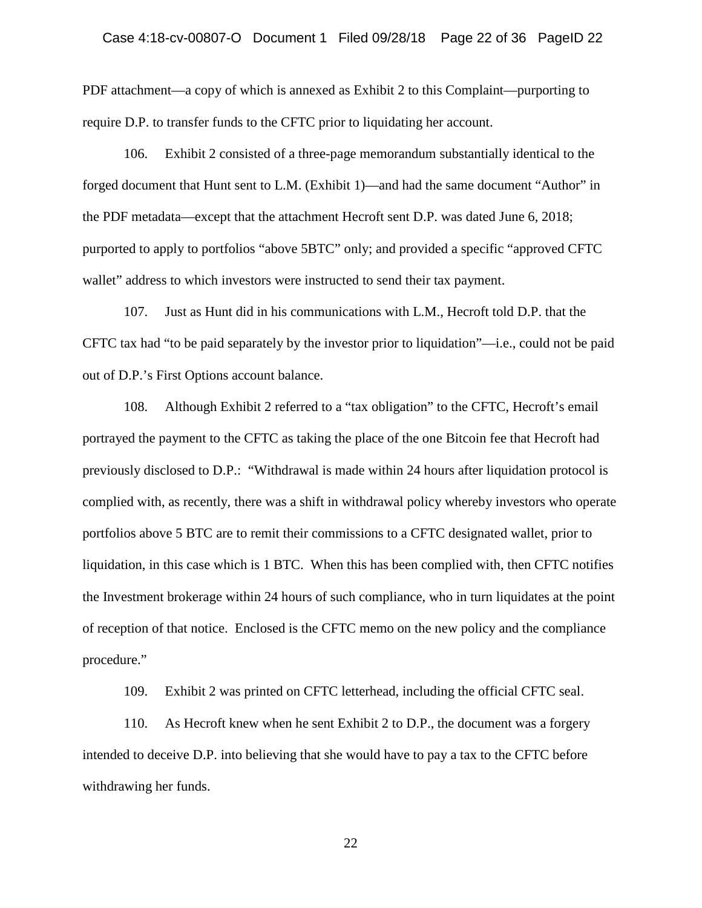PDF attachment—a copy of which is annexed as Exhibit 2 to this Complaint—purporting to require D.P. to transfer funds to the CFTC prior to liquidating her account.

106. Exhibit 2 consisted of a three-page memorandum substantially identical to the forged document that Hunt sent to L.M. (Exhibit 1)—and had the same document "Author" in the PDF metadata—except that the attachment Hecroft sent D.P. was dated June 6, 2018; purported to apply to portfolios "above 5BTC" only; and provided a specific "approved CFTC wallet" address to which investors were instructed to send their tax payment.

107. Just as Hunt did in his communications with L.M., Hecroft told D.P. that the CFTC tax had "to be paid separately by the investor prior to liquidation"—i.e., could not be paid out of D.P.'s First Options account balance.

108. Although Exhibit 2 referred to a "tax obligation" to the CFTC, Hecroft's email portrayed the payment to the CFTC as taking the place of the one Bitcoin fee that Hecroft had previously disclosed to D.P.: "Withdrawal is made within 24 hours after liquidation protocol is complied with, as recently, there was a shift in withdrawal policy whereby investors who operate portfolios above 5 BTC are to remit their commissions to a CFTC designated wallet, prior to liquidation, in this case which is 1 BTC. When this has been complied with, then CFTC notifies the Investment brokerage within 24 hours of such compliance, who in turn liquidates at the point of reception of that notice. Enclosed is the CFTC memo on the new policy and the compliance procedure."

109. Exhibit 2 was printed on CFTC letterhead, including the official CFTC seal.

110. As Hecroft knew when he sent Exhibit 2 to D.P., the document was a forgery intended to deceive D.P. into believing that she would have to pay a tax to the CFTC before withdrawing her funds.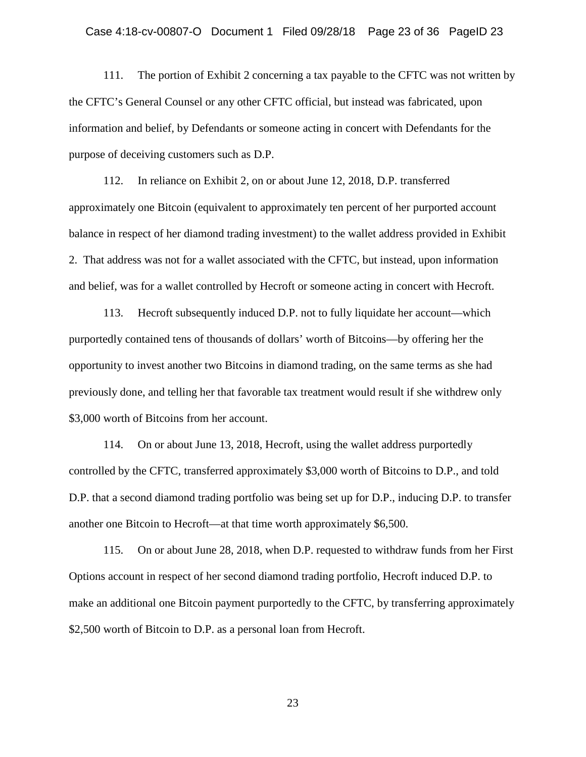111. The portion of Exhibit 2 concerning a tax payable to the CFTC was not written by the CFTC's General Counsel or any other CFTC official, but instead was fabricated, upon information and belief, by Defendants or someone acting in concert with Defendants for the purpose of deceiving customers such as D.P.

112. In reliance on Exhibit 2, on or about June 12, 2018, D.P. transferred approximately one Bitcoin (equivalent to approximately ten percent of her purported account balance in respect of her diamond trading investment) to the wallet address provided in Exhibit 2. That address was not for a wallet associated with the CFTC, but instead, upon information and belief, was for a wallet controlled by Hecroft or someone acting in concert with Hecroft.

113. Hecroft subsequently induced D.P. not to fully liquidate her account—which purportedly contained tens of thousands of dollars' worth of Bitcoins—by offering her the opportunity to invest another two Bitcoins in diamond trading, on the same terms as she had previously done, and telling her that favorable tax treatment would result if she withdrew only $3,000 worth of Bitcoins from her account.

114. On or about June 13, 2018, Hecroft, using the wallet address purportedly controlled by the CFTC, transferred approximately $3,000 worth of Bitcoins to D.P., and told D.P. that a second diamond trading portfolio was being set up for D.P., inducing D.P. to transfer another one Bitcoin to Hecroft—at that time worth approximately $6,500.

115. On or about June 28, 2018, when D.P. requested to withdraw funds from her First Options account in respect of her second diamond trading portfolio, Hecroft induced D.P. to make an additional one Bitcoin payment purportedly to the CFTC, by transferring approximately $2,500 worth of Bitcoin to D.P. as a personal loan from Hecroft.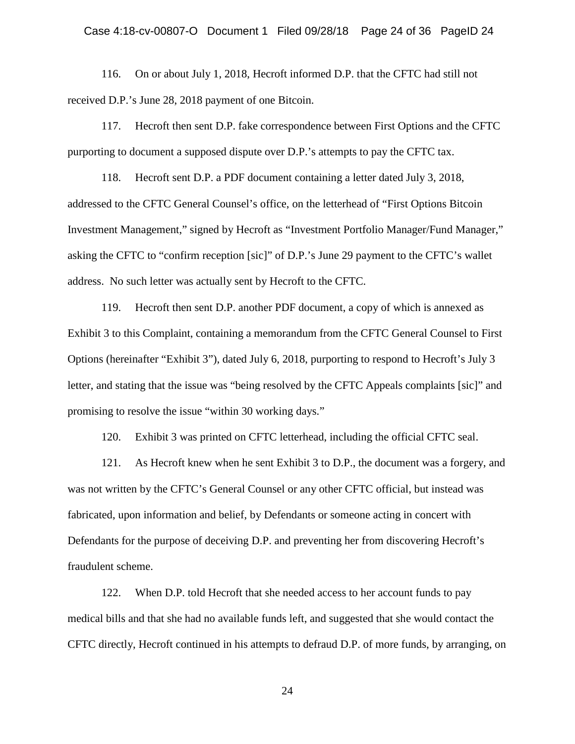116. On or about July 1, 2018, Hecroft informed D.P. that the CFTC had still not received D.P.'s June 28, 2018 payment of one Bitcoin.

117. Hecroft then sent D.P. fake correspondence between First Options and the CFTC purporting to document a supposed dispute over D.P.'s attempts to pay the CFTC tax.

118. Hecroft sent D.P. a PDF document containing a letter dated July 3, 2018, addressed to the CFTC General Counsel's office, on the letterhead of "First Options Bitcoin Investment Management," signed by Hecroft as "Investment Portfolio Manager/Fund Manager," asking the CFTC to "confirm reception [sic]" of D.P.'s June 29 payment to the CFTC's wallet address. No such letter was actually sent by Hecroft to the CFTC.

119. Hecroft then sent D.P. another PDF document, a copy of which is annexed as Exhibit 3 to this Complaint, containing a memorandum from the CFTC General Counsel to First Options (hereinafter "Exhibit 3"), dated July 6, 2018, purporting to respond to Hecroft's July 3 letter, and stating that the issue was "being resolved by the CFTC Appeals complaints [sic]" and promising to resolve the issue "within 30 working days."

120. Exhibit 3 was printed on CFTC letterhead, including the official CFTC seal.

121. As Hecroft knew when he sent Exhibit 3 to D.P., the document was a forgery, and was not written by the CFTC's General Counsel or any other CFTC official, but instead was fabricated, upon information and belief, by Defendants or someone acting in concert with Defendants for the purpose of deceiving D.P. and preventing her from discovering Hecroft's fraudulent scheme.

122. When D.P. told Hecroft that she needed access to her account funds to pay medical bills and that she had no available funds left, and suggested that she would contact the CFTC directly, Hecroft continued in his attempts to defraud D.P. of more funds, by arranging, on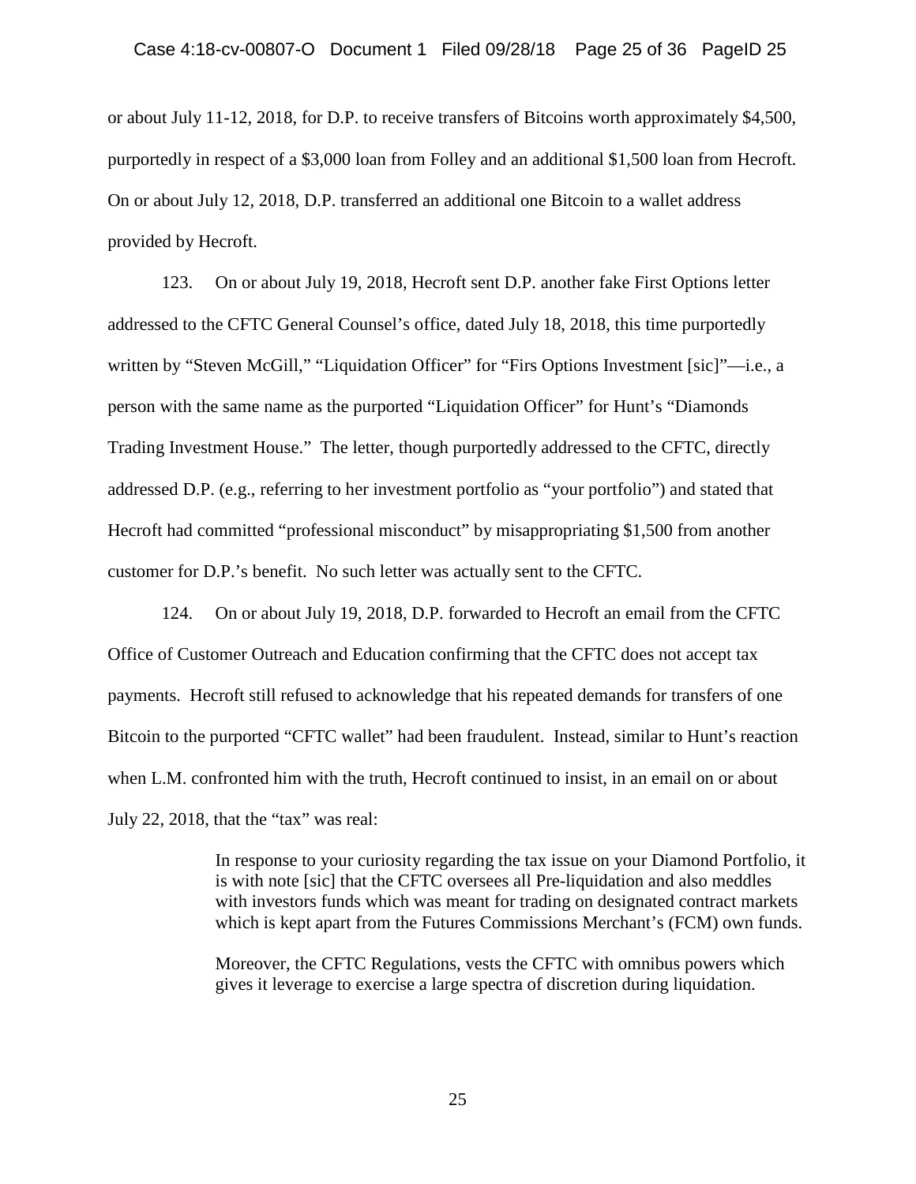or about July 11-12, 2018, for D.P. to receive transfers of Bitcoins worth approximately $4,500, purportedly in respect of a $3,000 loan from Folley and an additional $1,500 loan from Hecroft. On or about July 12, 2018, D.P. transferred an additional one Bitcoin to a wallet address provided by Hecroft.

123. On or about July 19, 2018, Hecroft sent D.P. another fake First Options letter addressed to the CFTC General Counsel's office, dated July 18, 2018, this time purportedly written by "Steven McGill," "Liquidation Officer" for "Firs Options Investment [sic]"—i.e., a person with the same name as the purported "Liquidation Officer" for Hunt's "Diamonds Trading Investment House." The letter, though purportedly addressed to the CFTC, directly addressed D.P. (e.g., referring to her investment portfolio as "your portfolio") and stated that Hecroft had committed "professional misconduct" by misappropriating $1,500 from another customer for D.P.'s benefit. No such letter was actually sent to the CFTC.

124. On or about July 19, 2018, D.P. forwarded to Hecroft an email from the CFTC Office of Customer Outreach and Education confirming that the CFTC does not accept tax payments. Hecroft still refused to acknowledge that his repeated demands for transfers of one Bitcoin to the purported "CFTC wallet" had been fraudulent. Instead, similar to Hunt's reaction when L.M. confronted him with the truth, Hecroft continued to insist, in an email on or about July 22, 2018, that the "tax" was real:

> In response to your curiosity regarding the tax issue on your Diamond Portfolio, it is with note [sic] that the CFTC oversees all Pre-liquidation and also meddles with investors funds which was meant for trading on designated contract markets which is kept apart from the Futures Commissions Merchant's (FCM) own funds.
>
> Moreover, the CFTC Regulations, vests the CFTC with omnibus powers which gives it leverage to exercise a large spectra of discretion during liquidation.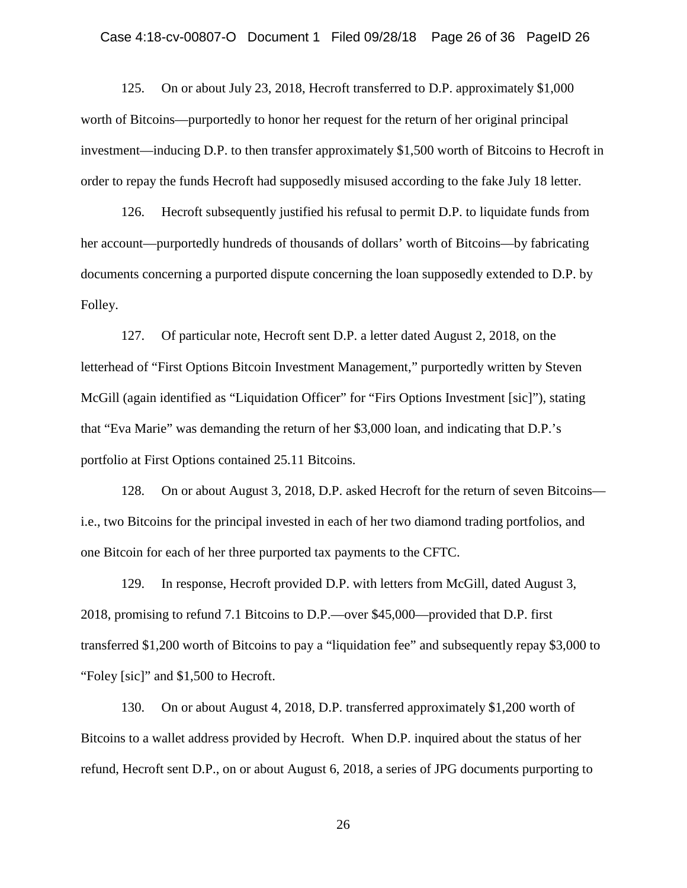125. On or about July 23, 2018, Hecroft transferred to D.P. approximately $1,000 worth of Bitcoins—purportedly to honor her request for the return of her original principal investment—inducing D.P. to then transfer approximately $1,500 worth of Bitcoins to Hecroft in order to repay the funds Hecroft had supposedly misused according to the fake July 18 letter.

126. Hecroft subsequently justified his refusal to permit D.P. to liquidate funds from her account—purportedly hundreds of thousands of dollars' worth of Bitcoins—by fabricating documents concerning a purported dispute concerning the loan supposedly extended to D.P. by Folley.

127. Of particular note, Hecroft sent D.P. a letter dated August 2, 2018, on the letterhead of "First Options Bitcoin Investment Management," purportedly written by Steven McGill (again identified as "Liquidation Officer" for "Firs Options Investment [sic]"), stating that "Eva Marie" was demanding the return of her $3,000 loan, and indicating that D.P.'s portfolio at First Options contained 25.11 Bitcoins.

128. On or about August 3, 2018, D.P. asked Hecroft for the return of seven Bitcoins—i.e., two Bitcoins for the principal invested in each of her two diamond trading portfolios, and one Bitcoin for each of her three purported tax payments to the CFTC.

129. In response, Hecroft provided D.P. with letters from McGill, dated August 3, 2018, promising to refund 7.1 Bitcoins to D.P.—over $45,000—provided that D.P. first transferred $1,200 worth of Bitcoins to pay a "liquidation fee" and subsequently repay $3,000 to "Foley [sic]" and $1,500 to Hecroft.

130. On or about August 4, 2018, D.P. transferred approximately $1,200 worth of Bitcoins to a wallet address provided by Hecroft. When D.P. inquired about the status of her refund, Hecroft sent D.P., on or about August 6, 2018, a series of JPG documents purporting to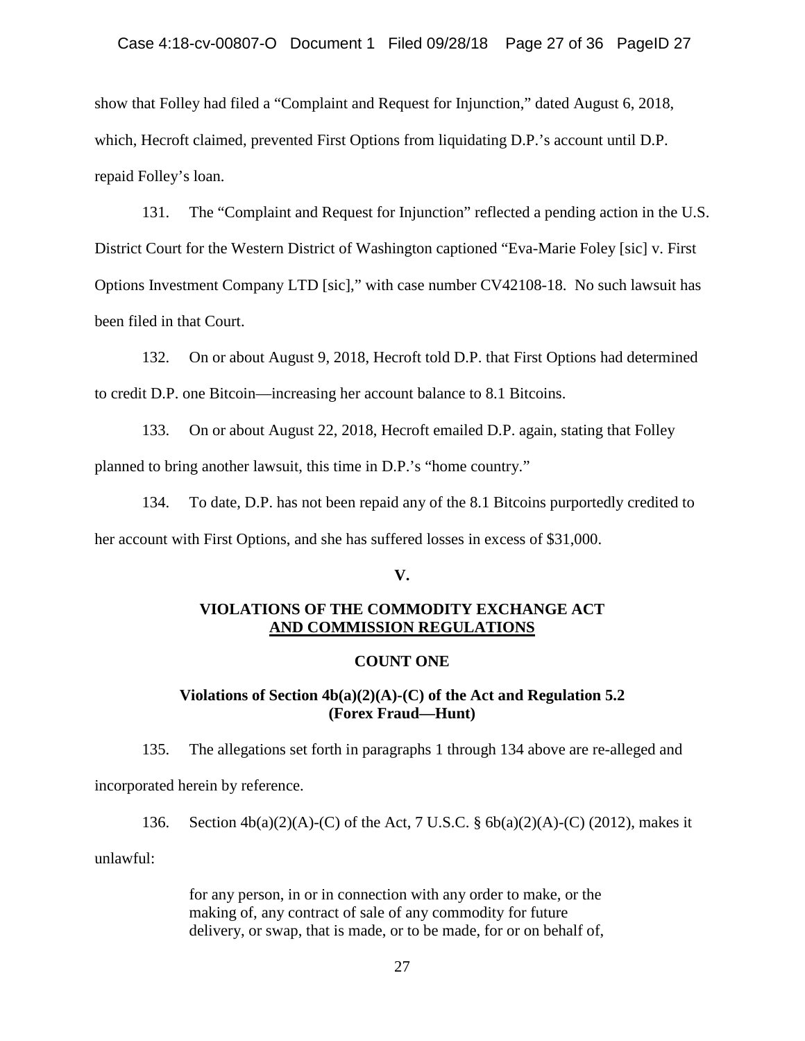show that Folley had filed a "Complaint and Request for Injunction," dated August 6, 2018, which, Hecroft claimed, prevented First Options from liquidating D.P.'s account until D.P. repaid Folley's loan.

131. The "Complaint and Request for Injunction" reflected a pending action in the U.S. District Court for the Western District of Washington captioned "Eva-Marie Foley [sic] v. First Options Investment Company LTD [sic]," with case number CV42108-18. No such lawsuit has been filed in that Court.

132. On or about August 9, 2018, Hecroft told D.P. that First Options had determined to credit D.P. one Bitcoin—increasing her account balance to 8.1 Bitcoins.

133. On or about August 22, 2018, Hecroft emailed D.P. again, stating that Folley planned to bring another lawsuit, this time in D.P.'s "home country."

134. To date, D.P. has not been repaid any of the 8.1 Bitcoins purportedly credited to her account with First Options, and she has suffered losses in excess of $31,000.

## V.

## VIOLATIONS OF THE COMMODITY EXCHANGE ACT AND COMMISSION REGULATIONS

### COUNT ONE

### Violations of Section 4b(a)(2)(A)-(C) of the Act and Regulation 5.2 (Forex Fraud—Hunt)

135. The allegations set forth in paragraphs 1 through 134 above are re-alleged and incorporated herein by reference.

136. Section 4b(a)(2)(A)-(C) of the Act, 7 U.S.C. § 6b(a)(2)(A)-(C) (2012), makes it unlawful:

> for any person, in or in connection with any order to make, or the making of, any contract of sale of any commodity for future delivery, or swap, that is made, or to be made, for or on behalf of,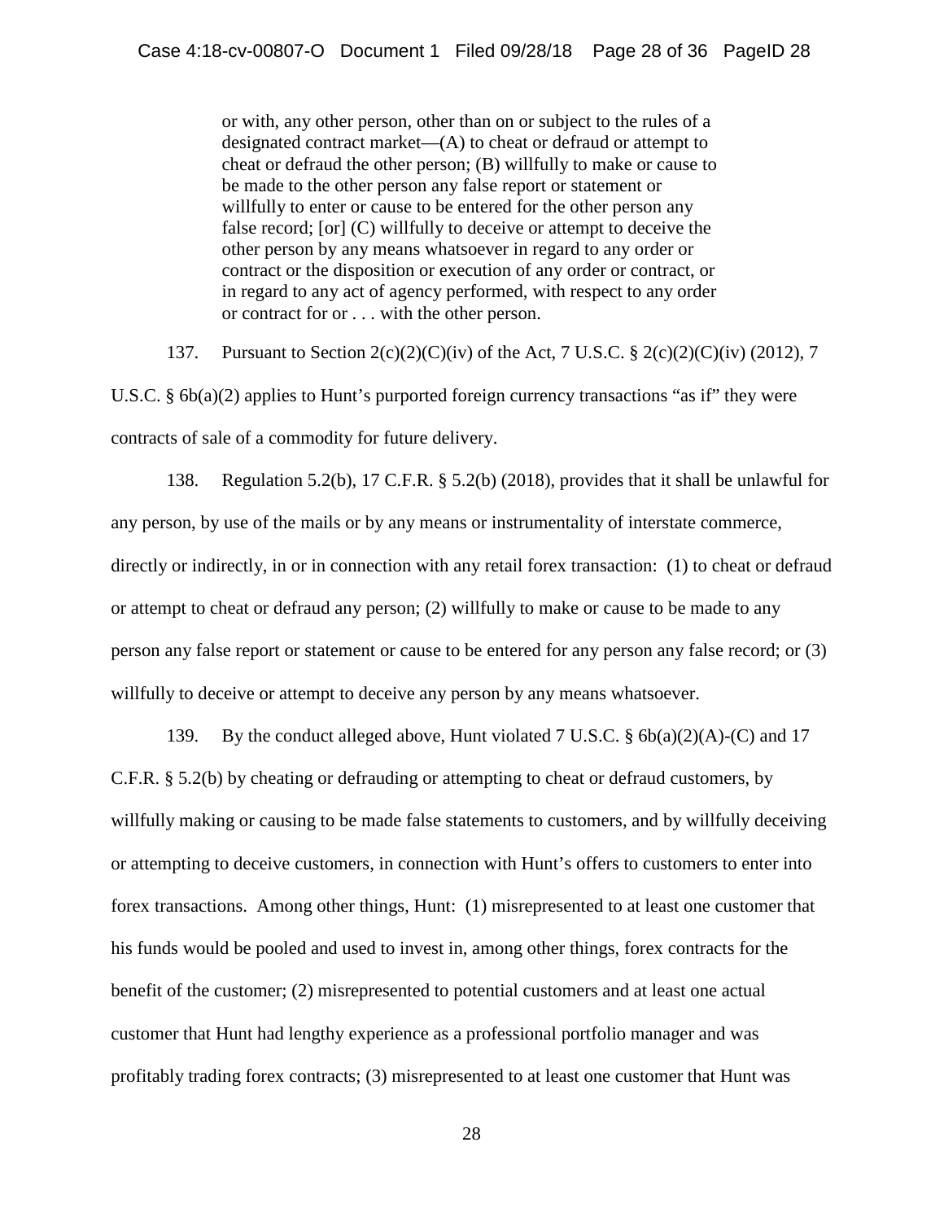> or with, any other person, other than on or subject to the rules of a designated contract market—(A) to cheat or defraud or attempt to cheat or defraud the other person; (B) willfully to make or cause to be made to the other person any false report or statement or willfully to enter or cause to be entered for the other person any false record; [or] (C) willfully to deceive or attempt to deceive the other person by any means whatsoever in regard to any order or contract or the disposition or execution of any order or contract, or in regard to any act of agency performed, with respect to any order or contract for or . . . with the other person.

137. Pursuant to Section 2(c)(2)(C)(iv) of the Act, 7 U.S.C. § 2(c)(2)(C)(iv) (2012), 7 U.S.C. § 6b(a)(2) applies to Hunt's purported foreign currency transactions "as if" they were contracts of sale of a commodity for future delivery.

138. Regulation 5.2(b), 17 C.F.R. § 5.2(b) (2018), provides that it shall be unlawful for any person, by use of the mails or by any means or instrumentality of interstate commerce, directly or indirectly, in or in connection with any retail forex transaction: (1) to cheat or defraud or attempt to cheat or defraud any person; (2) willfully to make or cause to be made to any person any false report or statement or cause to be entered for any person any false record; or (3) willfully to deceive or attempt to deceive any person by any means whatsoever.

139. By the conduct alleged above, Hunt violated 7 U.S.C. § 6b(a)(2)(A)-(C) and 17 C.F.R. § 5.2(b) by cheating or defrauding or attempting to cheat or defraud customers, by willfully making or causing to be made false statements to customers, and by willfully deceiving or attempting to deceive customers, in connection with Hunt's offers to customers to enter into forex transactions. Among other things, Hunt: (1) misrepresented to at least one customer that his funds would be pooled and used to invest in, among other things, forex contracts for the benefit of the customer; (2) misrepresented to potential customers and at least one actual customer that Hunt had lengthy experience as a professional portfolio manager and was profitably trading forex contracts; (3) misrepresented to at least one customer that Hunt was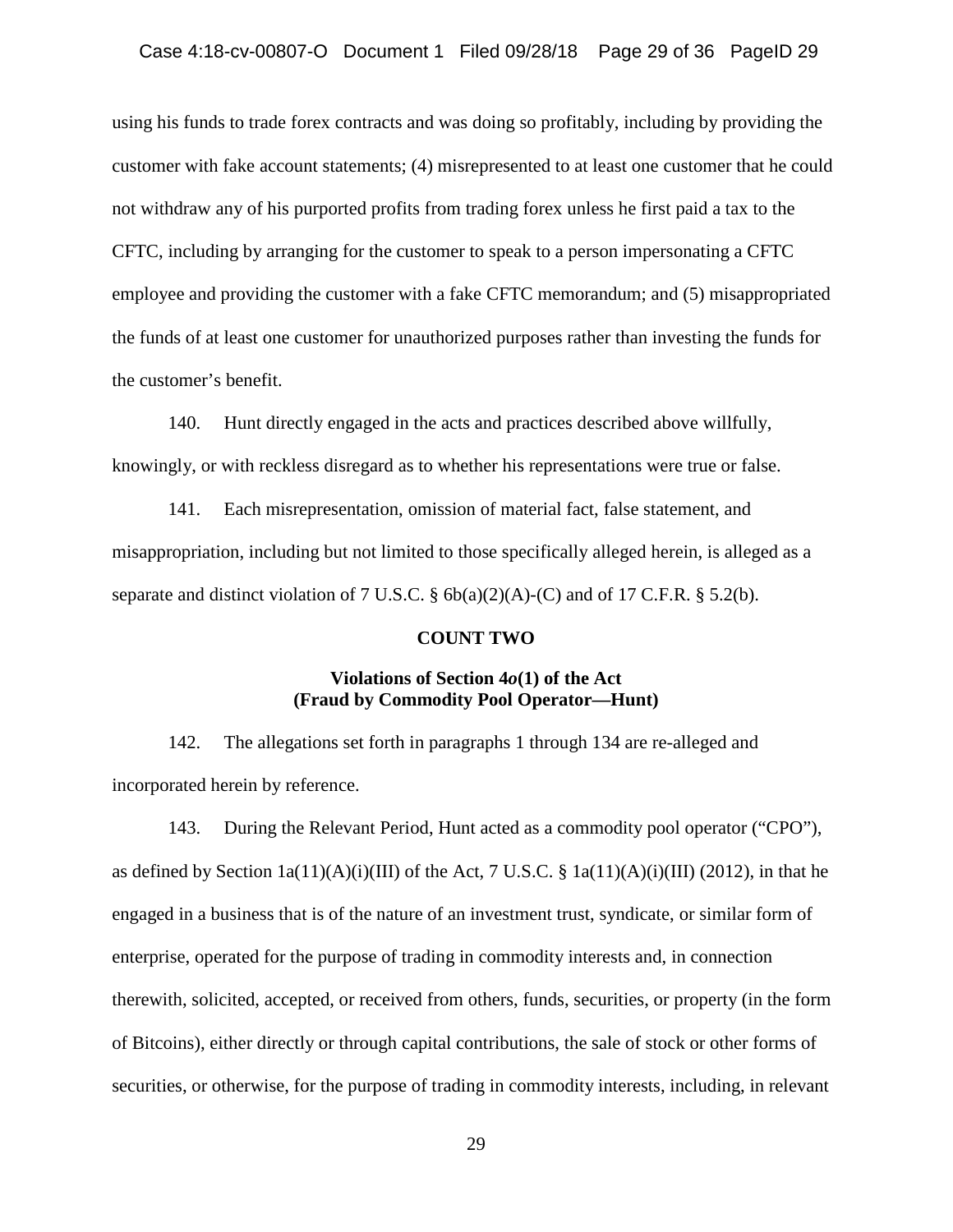using his funds to trade forex contracts and was doing so profitably, including by providing the customer with fake account statements; (4) misrepresented to at least one customer that he could not withdraw any of his purported profits from trading forex unless he first paid a tax to the CFTC, including by arranging for the customer to speak to a person impersonating a CFTC employee and providing the customer with a fake CFTC memorandum; and (5) misappropriated the funds of at least one customer for unauthorized purposes rather than investing the funds for the customer's benefit.

140. Hunt directly engaged in the acts and practices described above willfully, knowingly, or with reckless disregard as to whether his representations were true or false.

141. Each misrepresentation, omission of material fact, false statement, and misappropriation, including but not limited to those specifically alleged herein, is alleged as a separate and distinct violation of 7 U.S.C. § 6b(a)(2)(A)-(C) and of 17 C.F.R. § 5.2(b).

**COUNT TWO**

**Violations of Section 4*o*(1) of the Act**
**(Fraud by Commodity Pool Operator—Hunt)**

142. The allegations set forth in paragraphs 1 through 134 are re-alleged and incorporated herein by reference.

143. During the Relevant Period, Hunt acted as a commodity pool operator ("CPO"), as defined by Section 1a(11)(A)(i)(III) of the Act, 7 U.S.C. § 1a(11)(A)(i)(III) (2012), in that he engaged in a business that is of the nature of an investment trust, syndicate, or similar form of enterprise, operated for the purpose of trading in commodity interests and, in connection therewith, solicited, accepted, or received from others, funds, securities, or property (in the form of Bitcoins), either directly or through capital contributions, the sale of stock or other forms of securities, or otherwise, for the purpose of trading in commodity interests, including, in relevant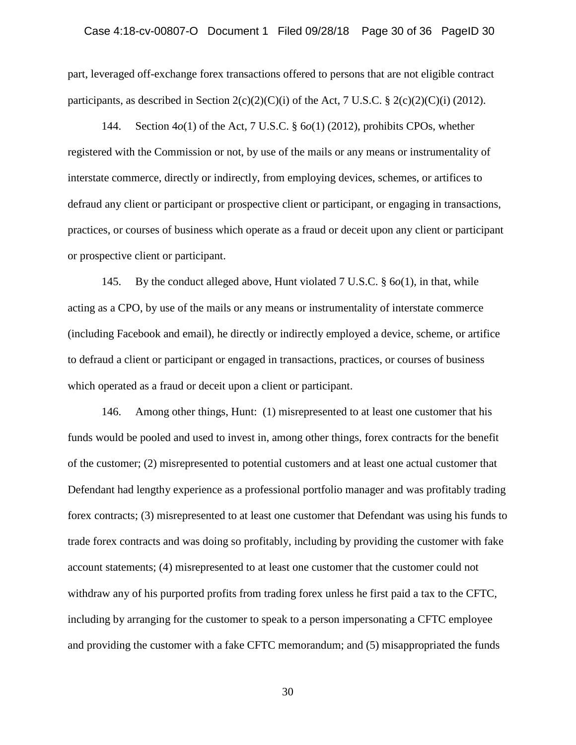part, leveraged off-exchange forex transactions offered to persons that are not eligible contract participants, as described in Section 2(c)(2)(C)(i) of the Act, 7 U.S.C. § 2(c)(2)(C)(i) (2012).

144. Section 4*o*(1) of the Act, 7 U.S.C. § 6*o*(1) (2012), prohibits CPOs, whether registered with the Commission or not, by use of the mails or any means or instrumentality of interstate commerce, directly or indirectly, from employing devices, schemes, or artifices to defraud any client or participant or prospective client or participant, or engaging in transactions, practices, or courses of business which operate as a fraud or deceit upon any client or participant or prospective client or participant.

145. By the conduct alleged above, Hunt violated 7 U.S.C. § 6*o*(1), in that, while acting as a CPO, by use of the mails or any means or instrumentality of interstate commerce (including Facebook and email), he directly or indirectly employed a device, scheme, or artifice to defraud a client or participant or engaged in transactions, practices, or courses of business which operated as a fraud or deceit upon a client or participant.

146. Among other things, Hunt: (1) misrepresented to at least one customer that his funds would be pooled and used to invest in, among other things, forex contracts for the benefit of the customer; (2) misrepresented to potential customers and at least one actual customer that Defendant had lengthy experience as a professional portfolio manager and was profitably trading forex contracts; (3) misrepresented to at least one customer that Defendant was using his funds to trade forex contracts and was doing so profitably, including by providing the customer with fake account statements; (4) misrepresented to at least one customer that the customer could not withdraw any of his purported profits from trading forex unless he first paid a tax to the CFTC, including by arranging for the customer to speak to a person impersonating a CFTC employee and providing the customer with a fake CFTC memorandum; and (5) misappropriated the funds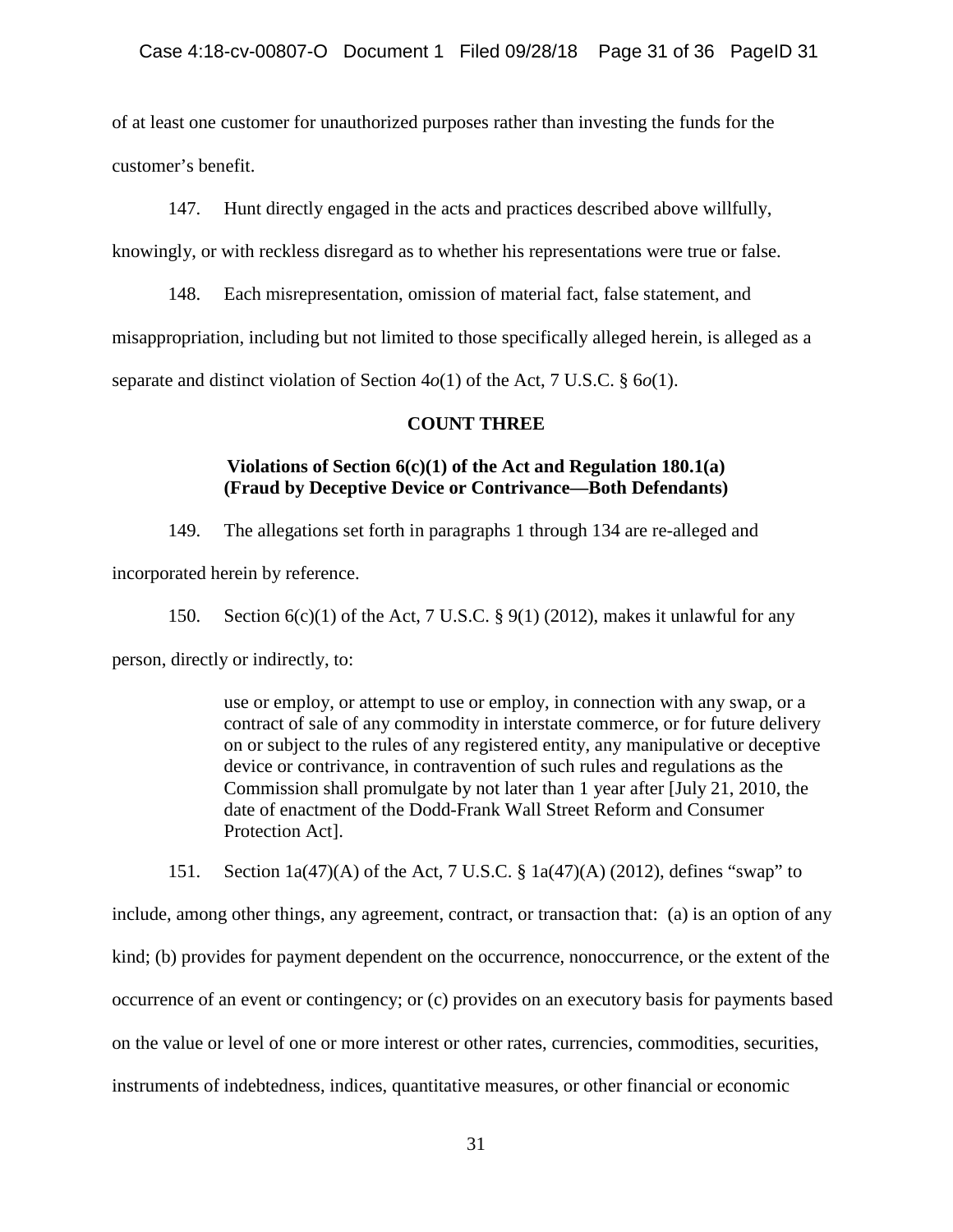of at least one customer for unauthorized purposes rather than investing the funds for the customer's benefit.

147. Hunt directly engaged in the acts and practices described above willfully, knowingly, or with reckless disregard as to whether his representations were true or false.

148. Each misrepresentation, omission of material fact, false statement, and misappropriation, including but not limited to those specifically alleged herein, is alleged as a separate and distinct violation of Section 4*o*(1) of the Act, 7 U.S.C. § 6*o*(1).

## COUNT THREE

### Violations of Section 6(c)(1) of the Act and Regulation 180.1(a) (Fraud by Deceptive Device or Contrivance—Both Defendants)

149. The allegations set forth in paragraphs 1 through 134 are re-alleged and incorporated herein by reference.

150. Section 6(c)(1) of the Act, 7 U.S.C. § 9(1) (2012), makes it unlawful for any person, directly or indirectly, to:

> use or employ, or attempt to use or employ, in connection with any swap, or a contract of sale of any commodity in interstate commerce, or for future delivery on or subject to the rules of any registered entity, any manipulative or deceptive device or contrivance, in contravention of such rules and regulations as the Commission shall promulgate by not later than 1 year after [July 21, 2010, the date of enactment of the Dodd-Frank Wall Street Reform and Consumer Protection Act].

151. Section 1a(47)(A) of the Act, 7 U.S.C. § 1a(47)(A) (2012), defines "swap" to include, among other things, any agreement, contract, or transaction that: (a) is an option of any kind; (b) provides for payment dependent on the occurrence, nonoccurrence, or the extent of the occurrence of an event or contingency; or (c) provides on an executory basis for payments based on the value or level of one or more interest or other rates, currencies, commodities, securities, instruments of indebtedness, indices, quantitative measures, or other financial or economic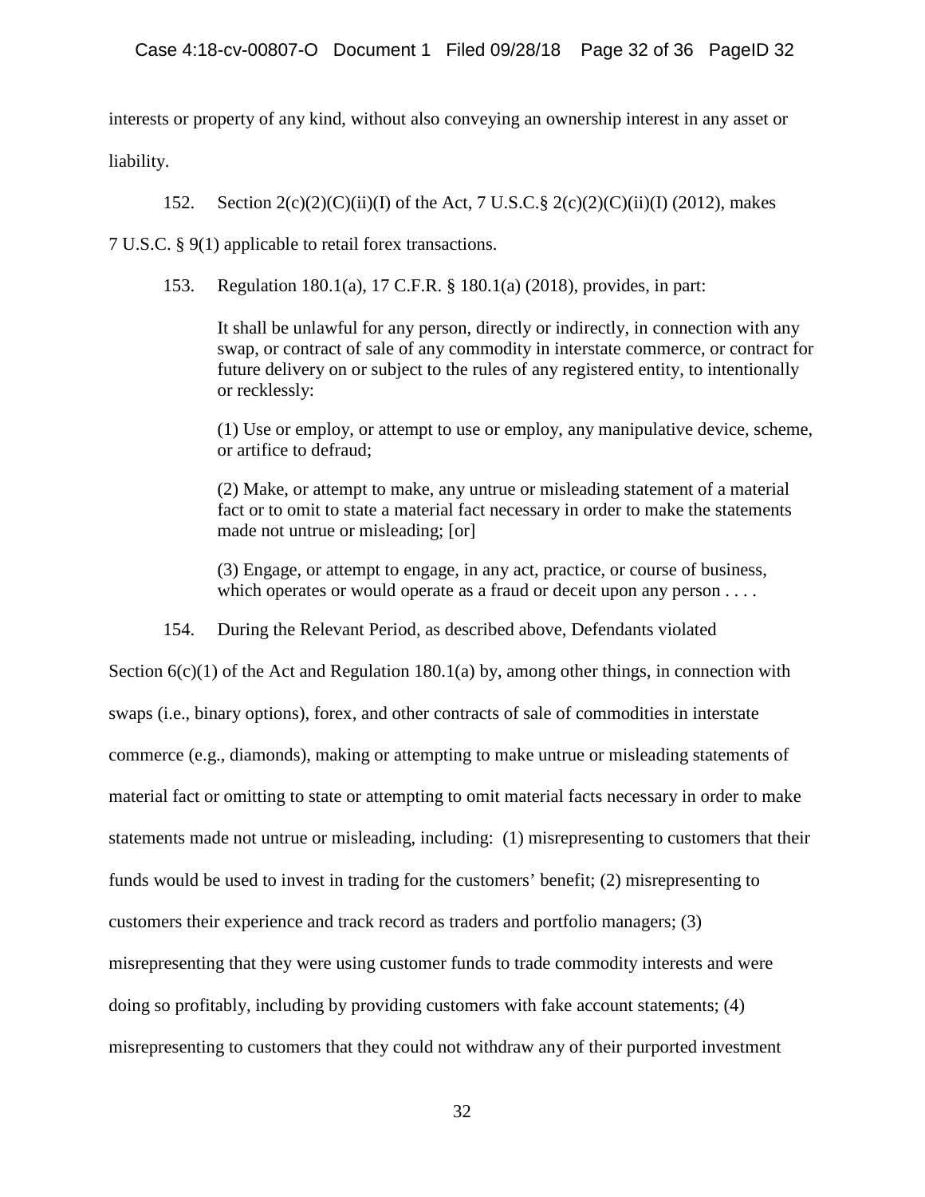interests or property of any kind, without also conveying an ownership interest in any asset or liability.

152. Section 2(c)(2)(C)(ii)(I) of the Act, 7 U.S.C.§ 2(c)(2)(C)(ii)(I) (2012), makes 7 U.S.C. § 9(1) applicable to retail forex transactions.

153. Regulation 180.1(a), 17 C.F.R. § 180.1(a) (2018), provides, in part:

> It shall be unlawful for any person, directly or indirectly, in connection with any swap, or contract of sale of any commodity in interstate commerce, or contract for future delivery on or subject to the rules of any registered entity, to intentionally or recklessly:
>
> (1) Use or employ, or attempt to use or employ, any manipulative device, scheme, or artifice to defraud;
>
> (2) Make, or attempt to make, any untrue or misleading statement of a material fact or to omit to state a material fact necessary in order to make the statements made not untrue or misleading; [or]
>
> (3) Engage, or attempt to engage, in any act, practice, or course of business, which operates or would operate as a fraud or deceit upon any person . . . .

154. During the Relevant Period, as described above, Defendants violated Section 6(c)(1) of the Act and Regulation 180.1(a) by, among other things, in connection with swaps (i.e., binary options), forex, and other contracts of sale of commodities in interstate commerce (e.g., diamonds), making or attempting to make untrue or misleading statements of material fact or omitting to state or attempting to omit material facts necessary in order to make statements made not untrue or misleading, including: (1) misrepresenting to customers that their funds would be used to invest in trading for the customers' benefit; (2) misrepresenting to customers their experience and track record as traders and portfolio managers; (3) misrepresenting that they were using customer funds to trade commodity interests and were doing so profitably, including by providing customers with fake account statements; (4) misrepresenting to customers that they could not withdraw any of their purported investment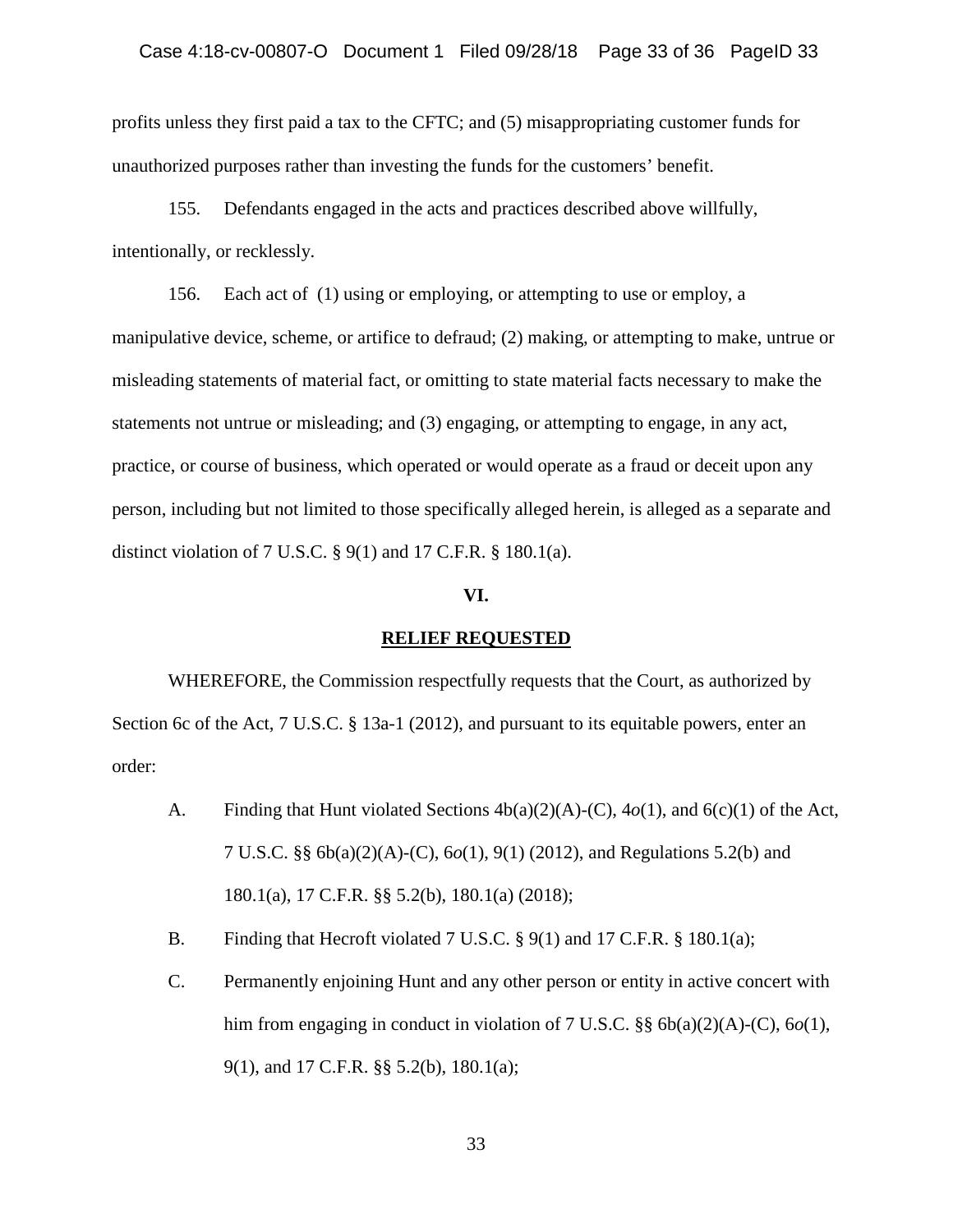profits unless they first paid a tax to the CFTC; and (5) misappropriating customer funds for unauthorized purposes rather than investing the funds for the customers' benefit.

155. Defendants engaged in the acts and practices described above willfully, intentionally, or recklessly.

156. Each act of (1) using or employing, or attempting to use or employ, a manipulative device, scheme, or artifice to defraud; (2) making, or attempting to make, untrue or misleading statements of material fact, or omitting to state material facts necessary to make the statements not untrue or misleading; and (3) engaging, or attempting to engage, in any act, practice, or course of business, which operated or would operate as a fraud or deceit upon any person, including but not limited to those specifically alleged herein, is alleged as a separate and distinct violation of 7 U.S.C. § 9(1) and 17 C.F.R. § 180.1(a).

## VI.

## RELIEF REQUESTED

WHEREFORE, the Commission respectfully requests that the Court, as authorized by Section 6c of the Act, 7 U.S.C. § 13a-1 (2012), and pursuant to its equitable powers, enter an order:

A. Finding that Hunt violated Sections 4b(a)(2)(A)-(C), 4*o*(1), and 6(c)(1) of the Act, 7 U.S.C. §§ 6b(a)(2)(A)-(C), 6*o*(1), 9(1) (2012), and Regulations 5.2(b) and 180.1(a), 17 C.F.R. §§ 5.2(b), 180.1(a) (2018);

B. Finding that Hecroft violated 7 U.S.C. § 9(1) and 17 C.F.R. § 180.1(a);

C. Permanently enjoining Hunt and any other person or entity in active concert with him from engaging in conduct in violation of 7 U.S.C. §§ 6b(a)(2)(A)-(C), 6*o*(1), 9(1), and 17 C.F.R. §§ 5.2(b), 180.1(a);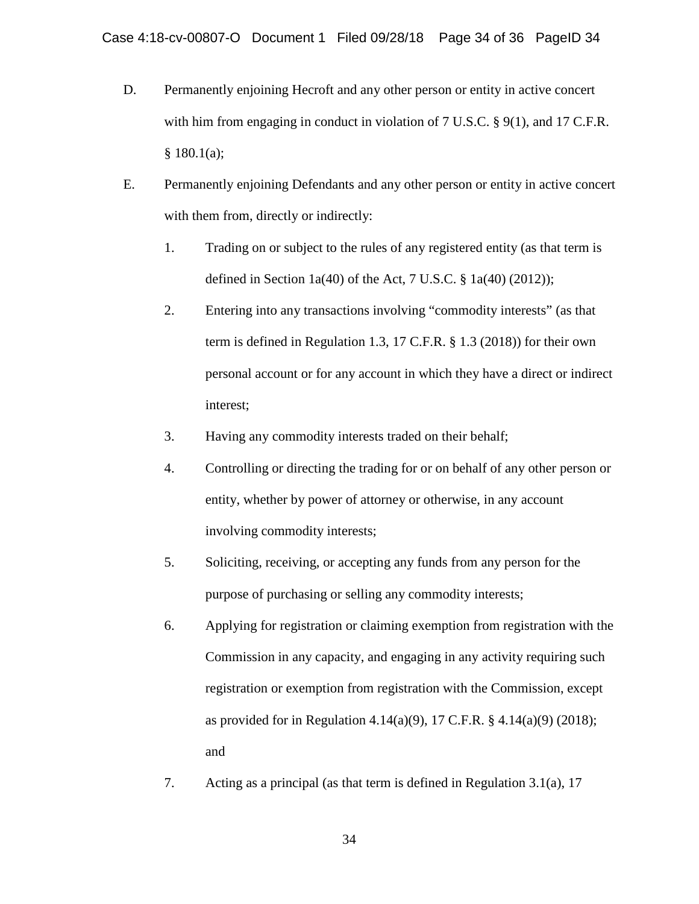D. Permanently enjoining Hecroft and any other person or entity in active concert with him from engaging in conduct in violation of 7 U.S.C. § 9(1), and 17 C.F.R. § 180.1(a);

E. Permanently enjoining Defendants and any other person or entity in active concert with them from, directly or indirectly:

1. Trading on or subject to the rules of any registered entity (as that term is defined in Section 1a(40) of the Act, 7 U.S.C. § 1a(40) (2012));

2. Entering into any transactions involving "commodity interests" (as that term is defined in Regulation 1.3, 17 C.F.R. § 1.3 (2018)) for their own personal account or for any account in which they have a direct or indirect interest;

3. Having any commodity interests traded on their behalf;

4. Controlling or directing the trading for or on behalf of any other person or entity, whether by power of attorney or otherwise, in any account involving commodity interests;

5. Soliciting, receiving, or accepting any funds from any person for the purpose of purchasing or selling any commodity interests;

6. Applying for registration or claiming exemption from registration with the Commission in any capacity, and engaging in any activity requiring such registration or exemption from registration with the Commission, except as provided for in Regulation 4.14(a)(9), 17 C.F.R. § 4.14(a)(9) (2018); and

7. Acting as a principal (as that term is defined in Regulation 3.1(a), 17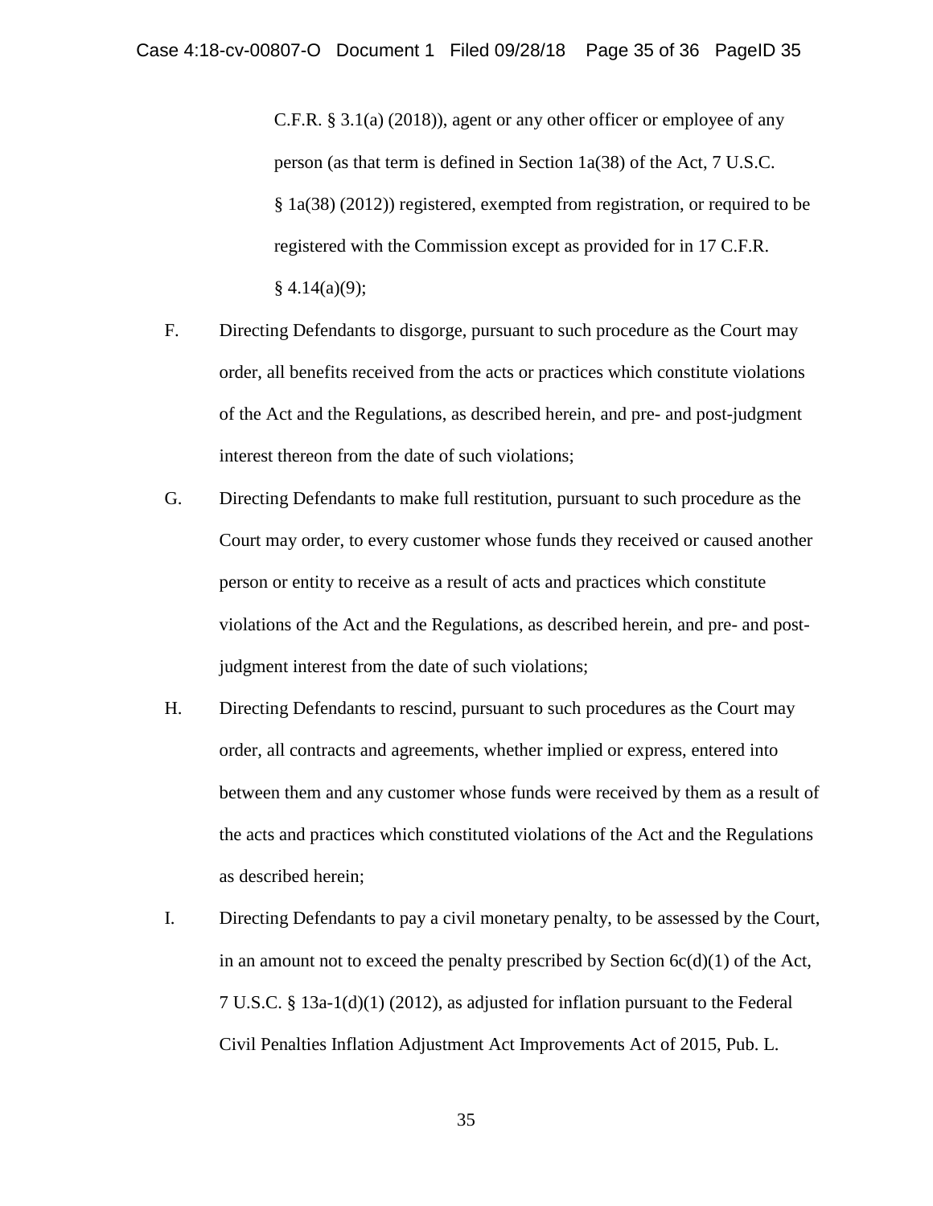C.F.R. § 3.1(a) (2018)), agent or any other officer or employee of any person (as that term is defined in Section 1a(38) of the Act, 7 U.S.C. § 1a(38) (2012)) registered, exempted from registration, or required to be registered with the Commission except as provided for in 17 C.F.R. § 4.14(a)(9);

F. Directing Defendants to disgorge, pursuant to such procedure as the Court may order, all benefits received from the acts or practices which constitute violations of the Act and the Regulations, as described herein, and pre- and post-judgment interest thereon from the date of such violations;

G. Directing Defendants to make full restitution, pursuant to such procedure as the Court may order, to every customer whose funds they received or caused another person or entity to receive as a result of acts and practices which constitute violations of the Act and the Regulations, as described herein, and pre- and post-judgment interest from the date of such violations;

H. Directing Defendants to rescind, pursuant to such procedures as the Court may order, all contracts and agreements, whether implied or express, entered into between them and any customer whose funds were received by them as a result of the acts and practices which constituted violations of the Act and the Regulations as described herein;

I. Directing Defendants to pay a civil monetary penalty, to be assessed by the Court, in an amount not to exceed the penalty prescribed by Section 6c(d)(1) of the Act, 7 U.S.C. § 13a-1(d)(1) (2012), as adjusted for inflation pursuant to the Federal Civil Penalties Inflation Adjustment Act Improvements Act of 2015, Pub. L.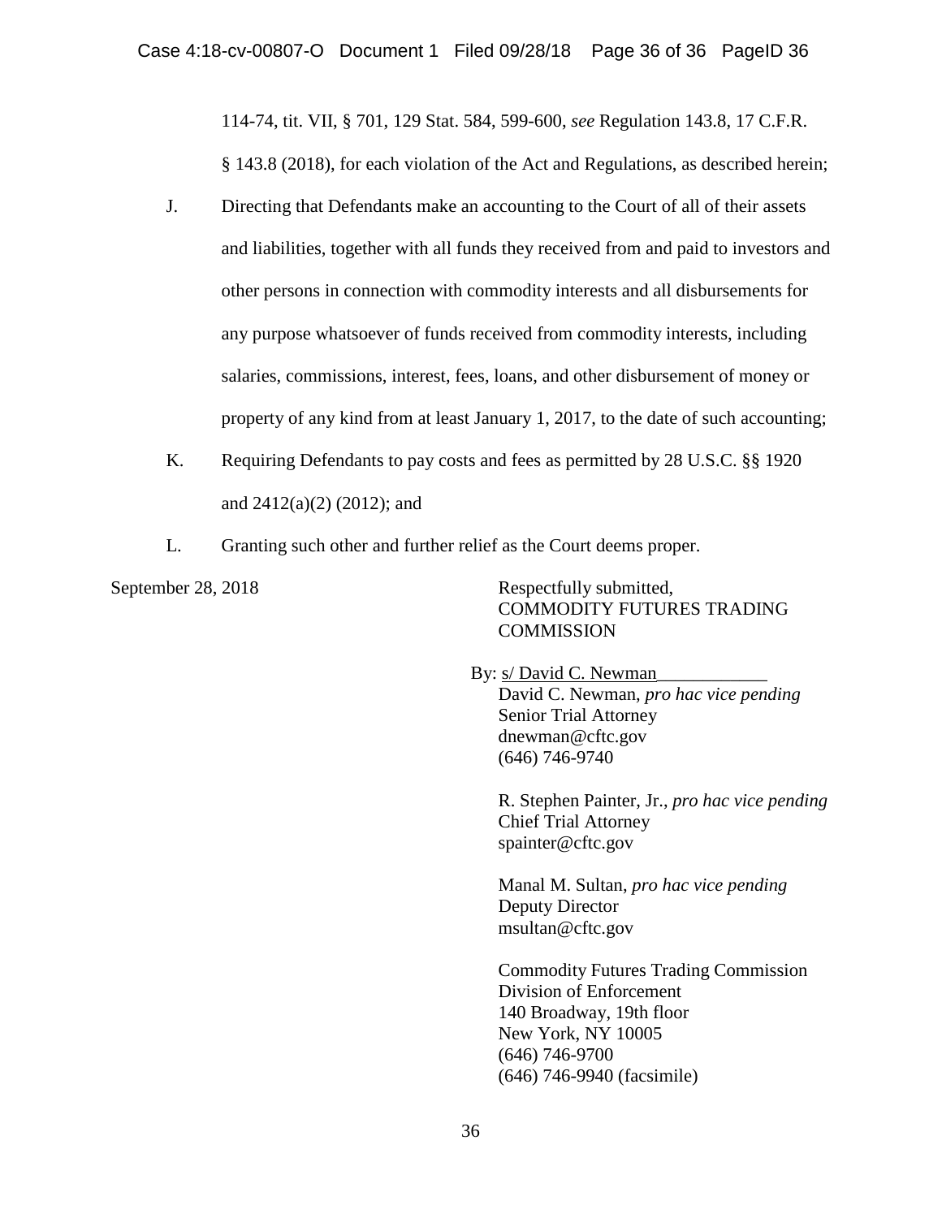114-74, tit. VII, § 701, 129 Stat. 584, 599-600, *see* Regulation 143.8, 17 C.F.R. § 143.8 (2018), for each violation of the Act and Regulations, as described herein;

J. Directing that Defendants make an accounting to the Court of all of their assets and liabilities, together with all funds they received from and paid to investors and other persons in connection with commodity interests and all disbursements for any purpose whatsoever of funds received from commodity interests, including salaries, commissions, interest, fees, loans, and other disbursement of money or property of any kind from at least January 1, 2017, to the date of such accounting;

K. Requiring Defendants to pay costs and fees as permitted by 28 U.S.C. §§ 1920 and 2412(a)(2) (2012); and

L. Granting such other and further relief as the Court deems proper.

September 28, 2018

Respectfully submitted,
COMMODITY FUTURES TRADING COMMISSION

By: s/ David C. Newman
David C. Newman, *pro hac vice pending*
Senior Trial Attorney
dnewman@cftc.gov
(646) 746-9740

R. Stephen Painter, Jr., *pro hac vice pending*
Chief Trial Attorney
spainter@cftc.gov

Manal M. Sultan, *pro hac vice pending*
Deputy Director
msultan@cftc.gov

Commodity Futures Trading Commission
Division of Enforcement
140 Broadway, 19th floor
New York, NY 10005
(646) 746-9700
(646) 746-9940 (facsimile)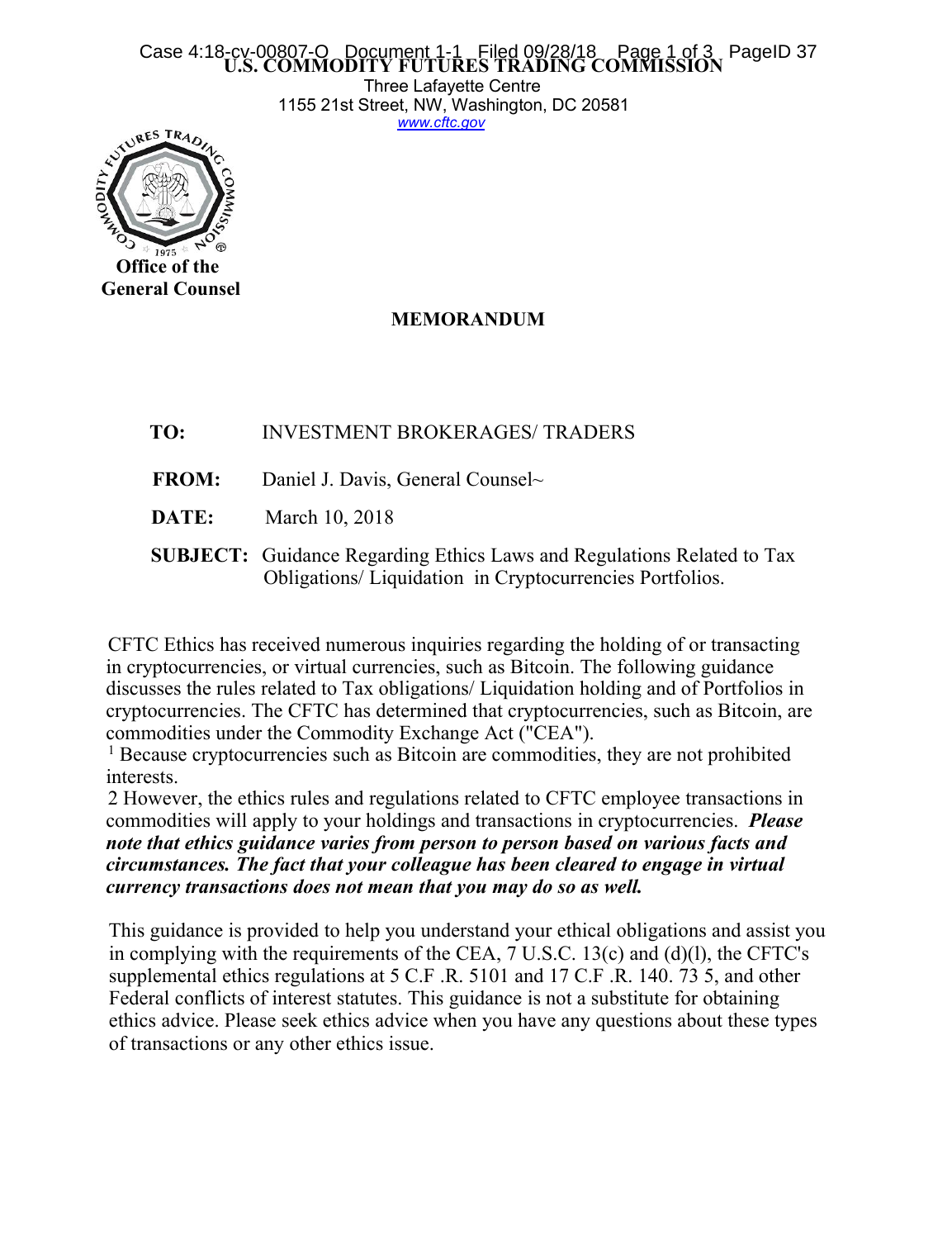**U.S. COMMODITY FUTURES TRADING COMMISSION**

Three Lafayette Centre
1155 21st Street, NW, Washington, DC 20581
www.cftc.gov

**Office of the General Counsel**

## MEMORANDUM

**TO:** INVESTMENT BROKERAGES/ TRADERS

**FROM:** Daniel J. Davis, General Counsel~

**DATE:** March 10, 2018

**SUBJECT:** Guidance Regarding Ethics Laws and Regulations Related to Tax Obligations/ Liquidation in Cryptocurrencies Portfolios.

CFTC Ethics has received numerous inquiries regarding the holding of or transacting in cryptocurrencies, or virtual currencies, such as Bitcoin. The following guidance discusses the rules related to Tax obligations/ Liquidation holding and of Portfolios in cryptocurrencies. The CFTC has determined that cryptocurrencies, such as Bitcoin, are commodities under the Commodity Exchange Act ("CEA").

[1] Because cryptocurrencies such as Bitcoin are commodities, they are not prohibited interests.

2 However, the ethics rules and regulations related to CFTC employee transactions in commodities will apply to your holdings and transactions in cryptocurrencies. ***Please note that ethics guidance varies from person to person based on various facts and circumstances. The fact that your colleague has been cleared to engage in virtual currency transactions does not mean that you may do so as well.***

This guidance is provided to help you understand your ethical obligations and assist you in complying with the requirements of the CEA, 7 U.S.C. 13(c) and (d)(l), the CFTC's supplemental ethics regulations at 5 C.F .R. 5101 and 17 C.F .R. 140. 73 5, and other Federal conflicts of interest statutes. This guidance is not a substitute for obtaining ethics advice. Please seek ethics advice when you have any questions about these types of transactions or any other ethics issue.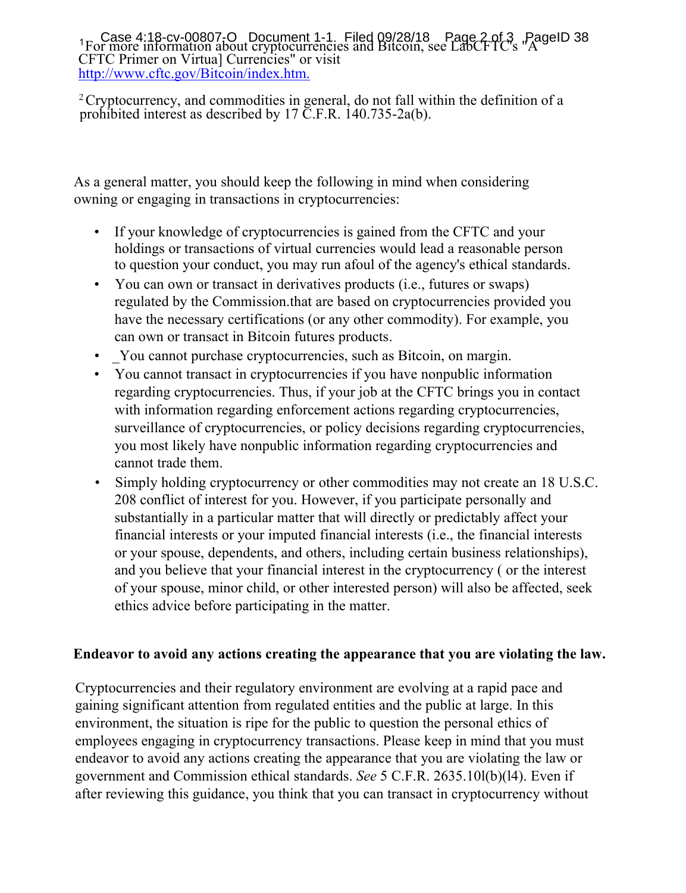[1]For more information about cryptocurrencies and Bitcoin, see LabCFTC's "A CFTC Primer on Virtua] Currencies" or visit http://www.cftc.gov/Bitcoin/index.htm.

[2]Cryptocurrency, and commodities in general, do not fall within the definition of a prohibited interest as described by 17 C.F.R. 140.735-2a(b).

As a general matter, you should keep the following in mind when considering owning or engaging in transactions in cryptocurrencies:

- If your knowledge of cryptocurrencies is gained from the CFTC and your holdings or transactions of virtual currencies would lead a reasonable person to question your conduct, you may run afoul of the agency's ethical standards.
- You can own or transact in derivatives products (i.e., futures or swaps) regulated by the Commission.that are based on cryptocurrencies provided you have the necessary certifications (or any other commodity). For example, you can own or transact in Bitcoin futures products.
- _You cannot purchase cryptocurrencies, such as Bitcoin, on margin.
- You cannot transact in cryptocurrencies if you have nonpublic information regarding cryptocurrencies. Thus, if your job at the CFTC brings you in contact with information regarding enforcement actions regarding cryptocurrencies, surveillance of cryptocurrencies, or policy decisions regarding cryptocurrencies, you most likely have nonpublic information regarding cryptocurrencies and cannot trade them.
- Simply holding cryptocurrency or other commodities may not create an 18 U.S.C. 208 conflict of interest for you. However, if you participate personally and substantially in a particular matter that will directly or predictably affect your financial interests or your imputed financial interests (i.e., the financial interests or your spouse, dependents, and others, including certain business relationships), and you believe that your financial interest in the cryptocurrency ( or the interest of your spouse, minor child, or other interested person) will also be affected, seek ethics advice before participating in the matter.

**Endeavor to avoid any actions creating the appearance that you are violating the law.**

Cryptocurrencies and their regulatory environment are evolving at a rapid pace and gaining significant attention from regulated entities and the public at large. In this environment, the situation is ripe for the public to question the personal ethics of employees engaging in cryptocurrency transactions. Please keep in mind that you must endeavor to avoid any actions creating the appearance that you are violating the law or government and Commission ethical standards. *See* 5 C.F.R. 2635.10l(b)(l4). Even if after reviewing this guidance, you think that you can transact in cryptocurrency without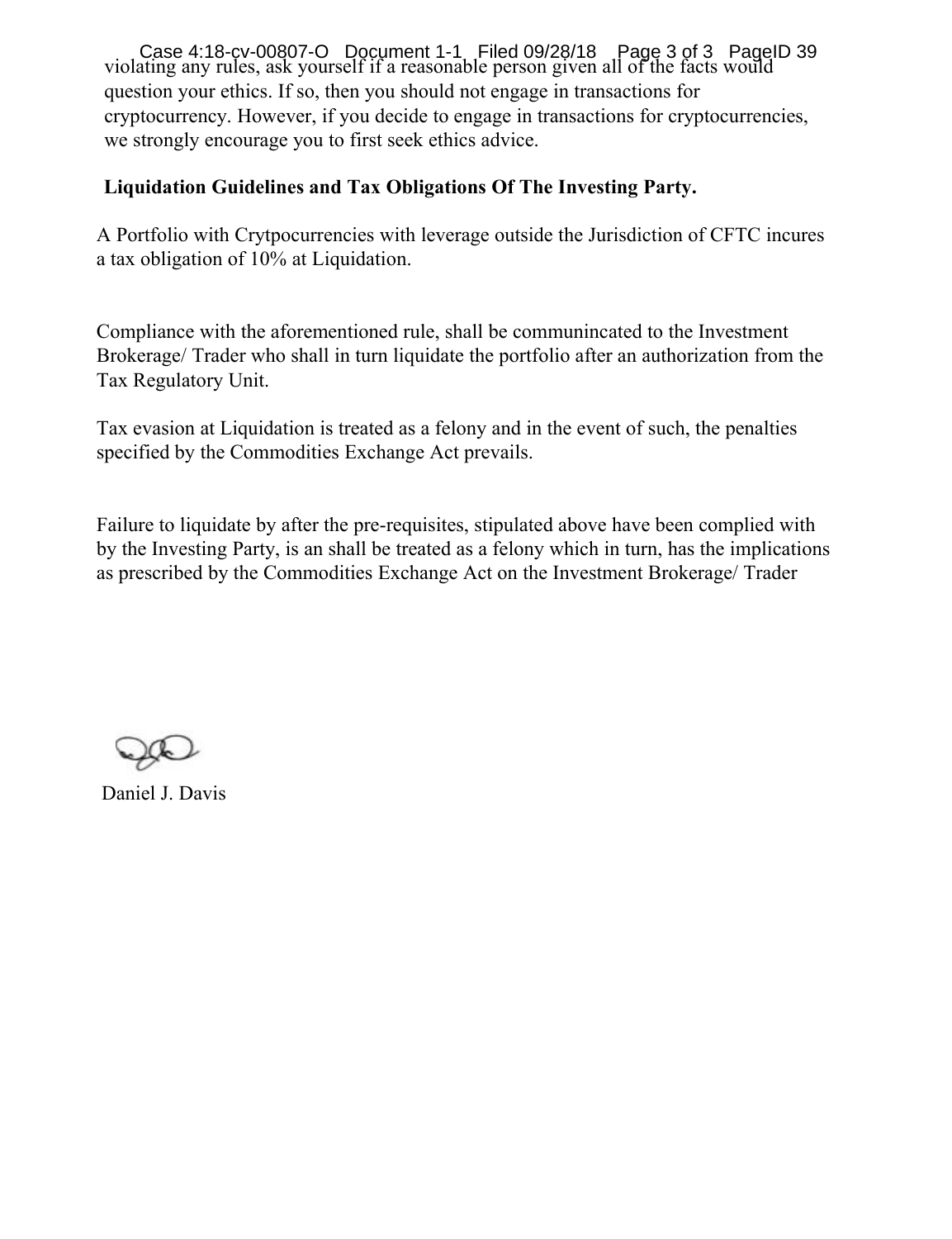violating any rules, ask yourself if a reasonable person given all of the facts would question your ethics. If so, then you should not engage in transactions for cryptocurrency. However, if you decide to engage in transactions for cryptocurrencies, we strongly encourage you to first seek ethics advice.

**Liquidation Guidelines and Tax Obligations Of The Investing Party.**

A Portfolio with Crytpocurrencies with leverage outside the Jurisdiction of CFTC incures a tax obligation of 10% at Liquidation.

Compliance with the aforementioned rule, shall be communincated to the Investment Brokerage/ Trader who shall in turn liquidate the portfolio after an authorization from the Tax Regulatory Unit.

Tax evasion at Liquidation is treated as a felony and in the event of such, the penalties specified by the Commodities Exchange Act prevails.

Failure to liquidate by after the pre-requisites, stipulated above have been complied with by the Investing Party, is an shall be treated as a felony which in turn, has the implications as prescribed by the Commodities Exchange Act on the Investment Brokerage/ Trader

Daniel J. Davis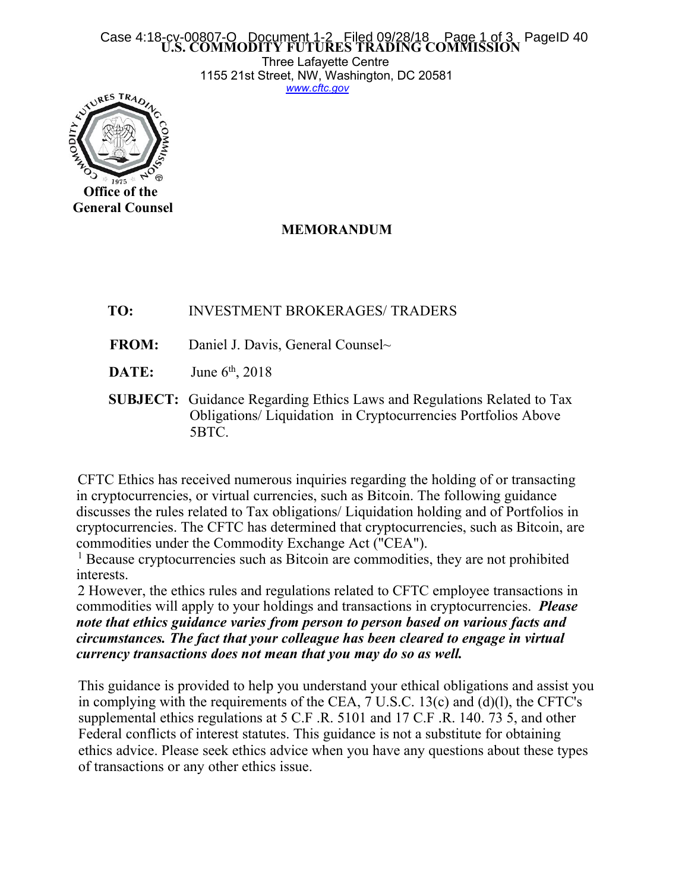**U.S. COMMODITY FUTURES TRADING COMMISSION**
Three Lafayette Centre
1155 21st Street, NW, Washington, DC 20581
www.cftc.gov

**Office of the General Counsel**

## MEMORANDUM

**TO:** INVESTMENT BROKERAGES/ TRADERS

**FROM:** Daniel J. Davis, General Counsel~

**DATE:** June 6th, 2018

**SUBJECT:** Guidance Regarding Ethics Laws and Regulations Related to Tax Obligations/ Liquidation in Cryptocurrencies Portfolios Above 5BTC.

CFTC Ethics has received numerous inquiries regarding the holding of or transacting in cryptocurrencies, or virtual currencies, such as Bitcoin. The following guidance discusses the rules related to Tax obligations/ Liquidation holding and of Portfolios in cryptocurrencies. The CFTC has determined that cryptocurrencies, such as Bitcoin, are commodities under the Commodity Exchange Act ("CEA").
[1] Because cryptocurrencies such as Bitcoin are commodities, they are not prohibited interests.
2 However, the ethics rules and regulations related to CFTC employee transactions in commodities will apply to your holdings and transactions in cryptocurrencies. ***Please note that ethics guidance varies from person to person based on various facts and circumstances. The fact that your colleague has been cleared to engage in virtual currency transactions does not mean that you may do so as well.***

This guidance is provided to help you understand your ethical obligations and assist you in complying with the requirements of the CEA, 7 U.S.C. 13(c) and (d)(l), the CFTC's supplemental ethics regulations at 5 C.F .R. 5101 and 17 C.F .R. 140. 73 5, and other Federal conflicts of interest statutes. This guidance is not a substitute for obtaining ethics advice. Please seek ethics advice when you have any questions about these types of transactions or any other ethics issue.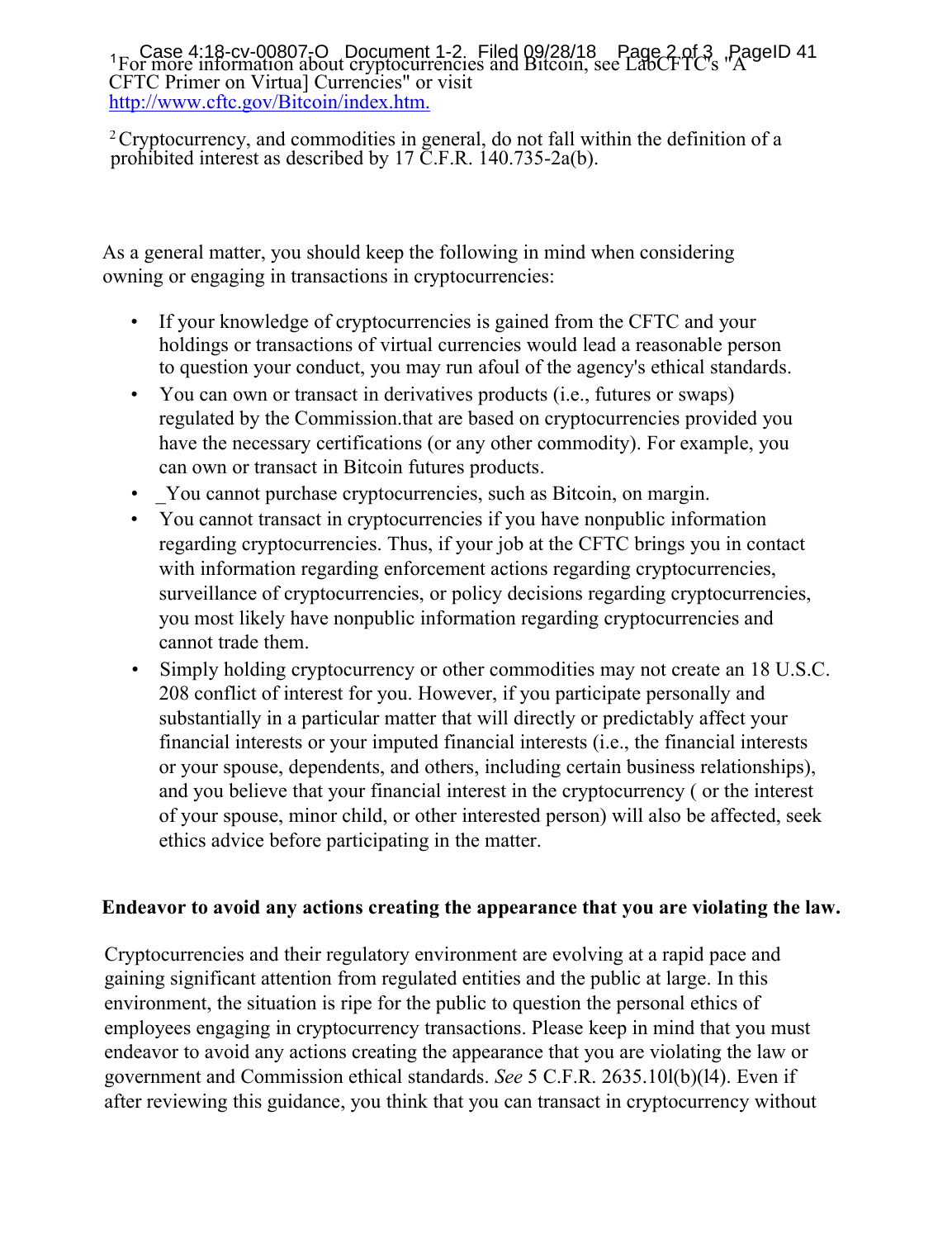[1]For more information about cryptocurrencies and Bitcoin, see LabCFTC's "A CFTC Primer on Virtua] Currencies" or visit http://www.cftc.gov/Bitcoin/index.htm.

[2]Cryptocurrency, and commodities in general, do not fall within the definition of a prohibited interest as described by 17 C.F.R. 140.735-2a(b).

As a general matter, you should keep the following in mind when considering owning or engaging in transactions in cryptocurrencies:

- If your knowledge of cryptocurrencies is gained from the CFTC and your holdings or transactions of virtual currencies would lead a reasonable person to question your conduct, you may run afoul of the agency's ethical standards.
- You can own or transact in derivatives products (i.e., futures or swaps) regulated by the Commission.that are based on cryptocurrencies provided you have the necessary certifications (or any other commodity). For example, you can own or transact in Bitcoin futures products.
- _You cannot purchase cryptocurrencies, such as Bitcoin, on margin.
- You cannot transact in cryptocurrencies if you have nonpublic information regarding cryptocurrencies. Thus, if your job at the CFTC brings you in contact with information regarding enforcement actions regarding cryptocurrencies, surveillance of cryptocurrencies, or policy decisions regarding cryptocurrencies, you most likely have nonpublic information regarding cryptocurrencies and cannot trade them.
- Simply holding cryptocurrency or other commodities may not create an 18 U.S.C. 208 conflict of interest for you. However, if you participate personally and substantially in a particular matter that will directly or predictably affect your financial interests or your imputed financial interests (i.e., the financial interests or your spouse, dependents, and others, including certain business relationships), and you believe that your financial interest in the cryptocurrency ( or the interest of your spouse, minor child, or other interested person) will also be affected, seek ethics advice before participating in the matter.

**Endeavor to avoid any actions creating the appearance that you are violating the law.**

Cryptocurrencies and their regulatory environment are evolving at a rapid pace and gaining significant attention from regulated entities and the public at large. In this environment, the situation is ripe for the public to question the personal ethics of employees engaging in cryptocurrency transactions. Please keep in mind that you must endeavor to avoid any actions creating the appearance that you are violating the law or government and Commission ethical standards. *See* 5 C.F.R. 2635.10l(b)(l4). Even if after reviewing this guidance, you think that you can transact in cryptocurrency without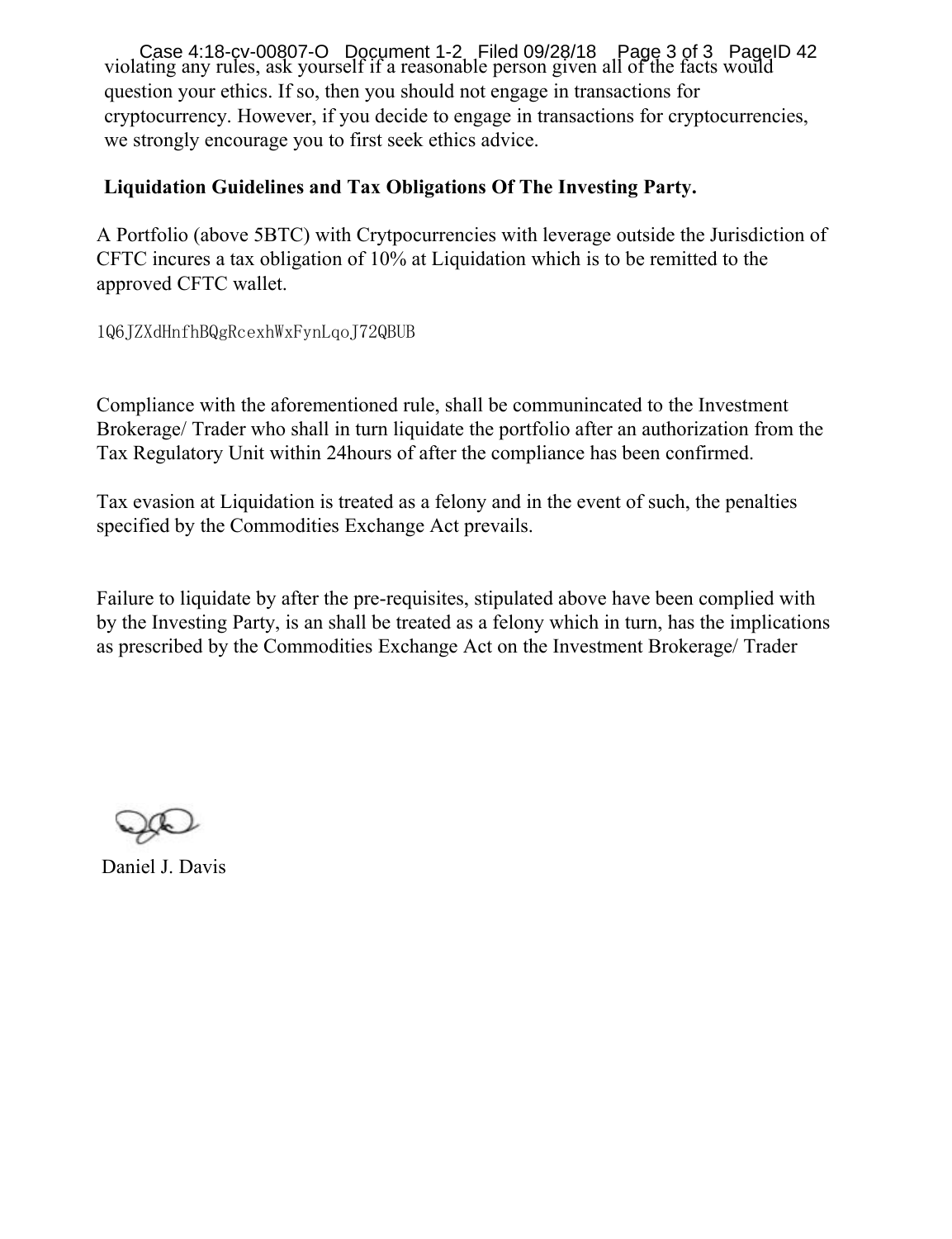violating any rules, ask yourself if a reasonable person given all of the facts would question your ethics. If so, then you should not engage in transactions for cryptocurrency. However, if you decide to engage in transactions for cryptocurrencies, we strongly encourage you to first seek ethics advice.

**Liquidation Guidelines and Tax Obligations Of The Investing Party.**

A Portfolio (above 5BTC) with Crytpocurrencies with leverage outside the Jurisdiction of CFTC incures a tax obligation of 10% at Liquidation which is to be remitted to the approved CFTC wallet.

1Q6JZXdHnfhBQgRcexhWxFynLqoJ72QBUB

Compliance with the aforementioned rule, shall be communincated to the Investment Brokerage/ Trader who shall in turn liquidate the portfolio after an authorization from the Tax Regulatory Unit within 24hours of after the compliance has been confirmed.

Tax evasion at Liquidation is treated as a felony and in the event of such, the penalties specified by the Commodities Exchange Act prevails.

Failure to liquidate by after the pre-requisites, stipulated above have been complied with by the Investing Party, is an shall be treated as a felony which in turn, has the implications as prescribed by the Commodities Exchange Act on the Investment Brokerage/ Trader

Daniel J. Davis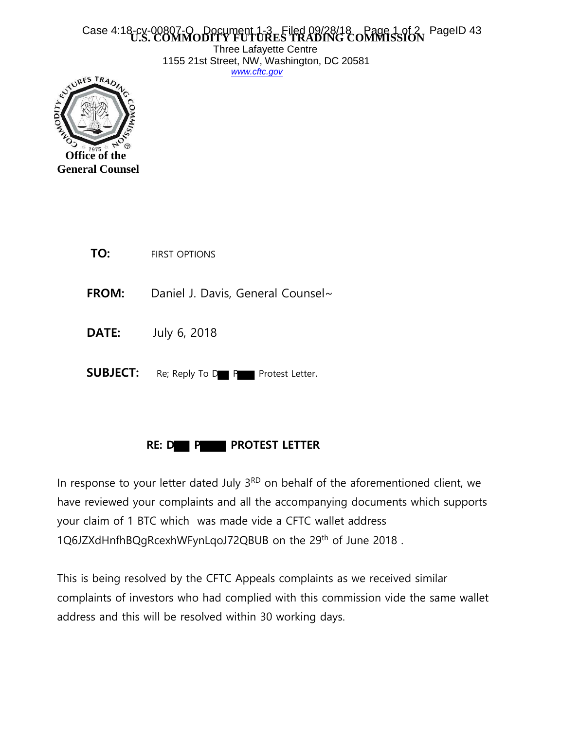**U.S. COMMODITY FUTURES TRADING COMMISSION**
Three Lafayette Centre
1155 21st Street, NW, Washington, DC 20581
www.cftc.gov

**Office of the General Counsel**

**TO:** FIRST OPTIONS

**FROM:** Daniel J. Davis, General Counsel~

**DATE:** July 6, 2018

**SUBJECT:** Re; Reply To D█ P█ Protest Letter.

**RE: D█ P█ PROTEST LETTER**

In response to your letter dated July 3[RD] on behalf of the aforementioned client, we have reviewed your complaints and all the accompanying documents which supports your claim of 1 BTC which was made vide a CFTC wallet address 1Q6JZXdHnfhBQgRcexhWFynLqoJ72QBUB on the 29[th] of June 2018 .

This is being resolved by the CFTC Appeals complaints as we received similar complaints of investors who had complied with this commission vide the same wallet address and this will be resolved within 30 working days.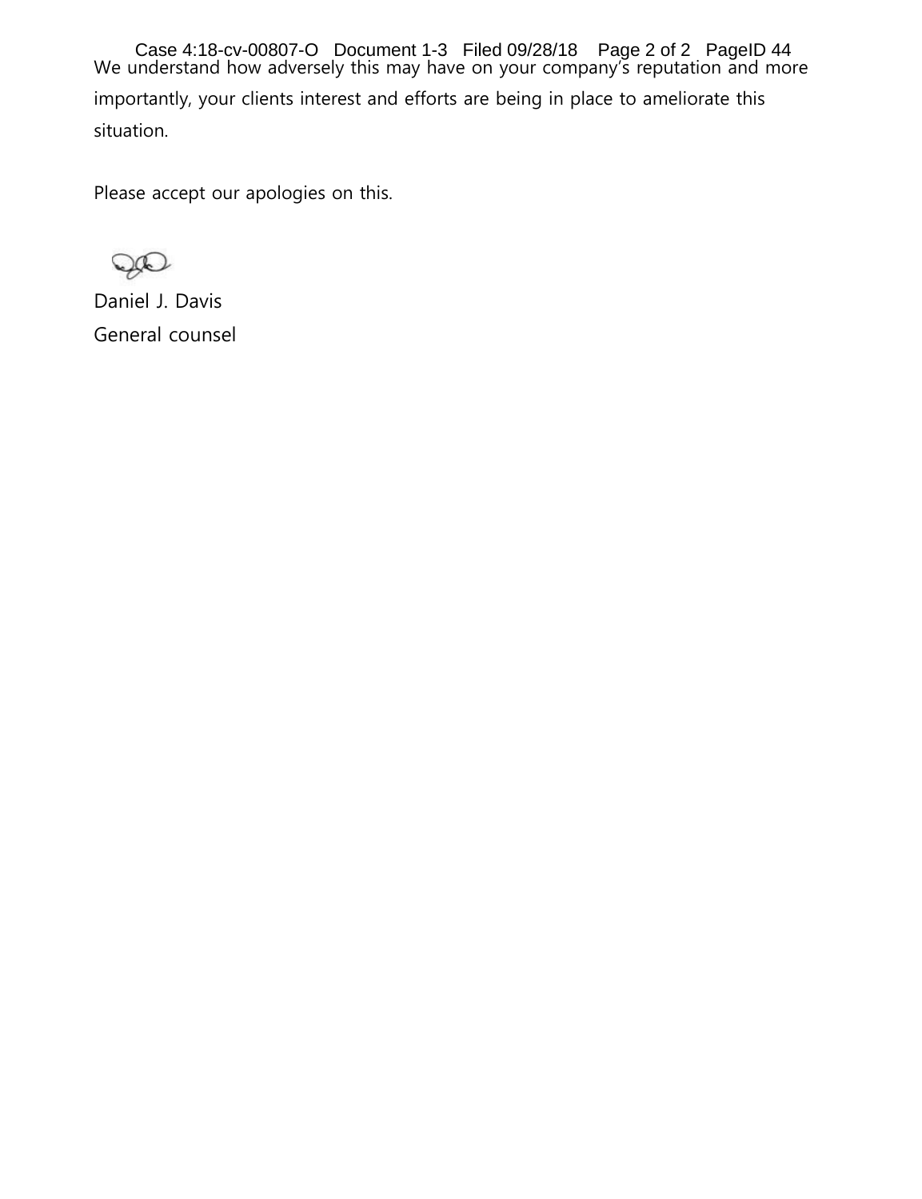We understand how adversely this may have on your company's reputation and more importantly, your clients interest and efforts are being in place to ameliorate this situation.

Please accept our apologies on this.

Daniel J. Davis
General counsel